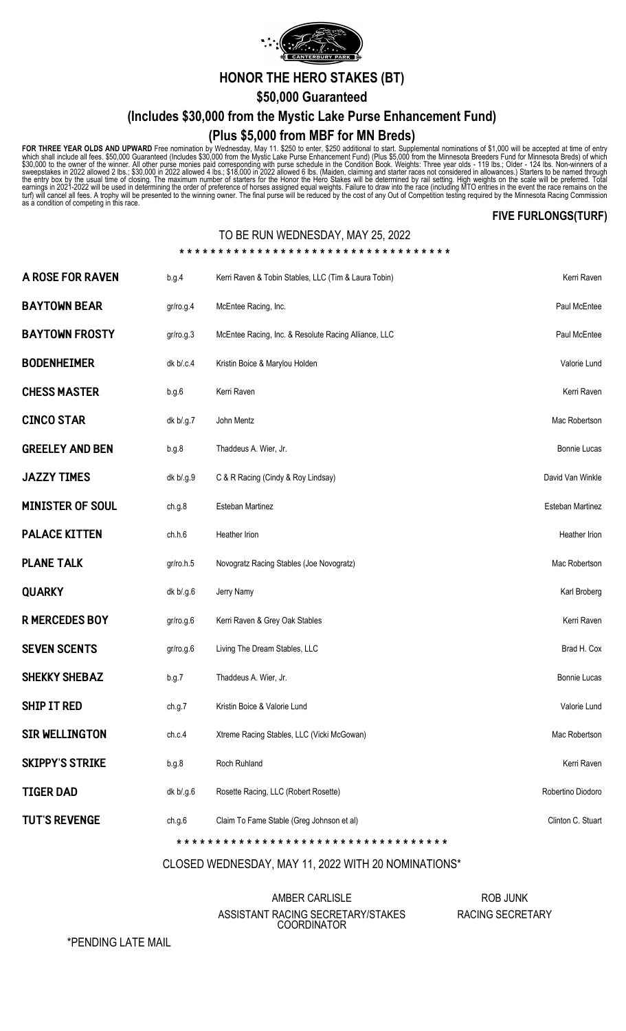# HONOR THE HERO STAKES (BT)

## \$50,000 Guaranteed

## (Includes \$30,000 from the Mystic Lake Purse Enhancement Fund)

## (Plus \$5,000 from MBF for MN Breds)

**FOR THREE YEAR OLDS AND UPWARD** Free nomination by Wednesday, May 11. \$250 to enter, \$250 additional to start. Supplemental nominations of \$1,000 will be accepted at time of entry which shall include all fees. \$50,000 Guaranteed (Includes \$30,000 from the Mystic Lake Purse Enhancement Fund) (Plus \$5,000 from the Minnesota Breeders Fund for Minnesota Breds) of which \$30,000 to the owner of the winner. All other purse monies paid corresponding with purse schedule in the Condition Book. Weights: Three year olds - 119 lbs.; Older - 124 lbs. Non-winners of a sweepstakes in 2022 allowed 2 lbs.; \$30,000 in 2022 allowed 4 lbs.; \$18,000 in 2022 allowed 6 lbs. (Maiden, claiming and starter races not considered in allowances.) Starters to be named through the entry box by the usual time of closing. The maximum number of starters for the Honor the Hero Stakes will be determined by rail setting. High weights on the scale will be preferred. Total earnings in 2021-2022 will be used in determining the order of preference of horses assigned equal weights. Failure to draw into the race (including MTO entries in the event the race remains on the turf) will cancel all fees. A trophy will be presented to the winning owner. The final purse will be reduced by the cost of any Out of Competition testing required by the Minnesota Racing Commission as a condition of competing in this race.

**FIVE FURLONGS(TURF)**

TO BE RUN WEDNESDAY, MAY 25, 2022

\* \* \* \* \* \* \* \* \* \* \* \* \* \* \* \* \* \* \* \* \* \* \* \* \* \* \* \* \* \* \* \* \* \* \*

| Horse | Description | Owner | Trainer |
|---|---|---|---|
| **A ROSE FOR RAVEN** | b.g.4 | Kerri Raven & Tobin Stables, LLC (Tim & Laura Tobin) | Kerri Raven |
| **BAYTOWN BEAR** | gr/ro.g.4 | McEntee Racing, Inc. | Paul McEntee |
| **BAYTOWN FROSTY** | gr/ro.g.3 | McEntee Racing, Inc. & Resolute Racing Alliance, LLC | Paul McEntee |
| **BODENHEIMER** | dk b/.c.4 | Kristin Boice & Marylou Holden | Valorie Lund |
| **CHESS MASTER** | b.g.6 | Kerri Raven | Kerri Raven |
| **CINCO STAR** | dk b/.g.7 | John Mentz | Mac Robertson |
| **GREELEY AND BEN** | b.g.8 | Thaddeus A. Wier, Jr. | Bonnie Lucas |
| **JAZZY TIMES** | dk b/.g.9 | C & R Racing (Cindy & Roy Lindsay) | David Van Winkle |
| **MINISTER OF SOUL** | ch.g.8 | Esteban Martinez | Esteban Martinez |
| **PALACE KITTEN** | ch.h.6 | Heather Irion | Heather Irion |
| **PLANE TALK** | gr/ro.h.5 | Novogratz Racing Stables (Joe Novogratz) | Mac Robertson |
| **QUARKY** | dk b/.g.6 | Jerry Namy | Karl Broberg |
| **R MERCEDES BOY** | gr/ro.g.6 | Kerri Raven & Grey Oak Stables | Kerri Raven |
| **SEVEN SCENTS** | gr/ro.g.6 | Living The Dream Stables, LLC | Brad H. Cox |
| **SHEKKY SHEBAZ** | b.g.7 | Thaddeus A. Wier, Jr. | Bonnie Lucas |
| **SHIP IT RED** | ch.g.7 | Kristin Boice & Valorie Lund | Valorie Lund |
| **SIR WELLINGTON** | ch.c.4 | Xtreme Racing Stables, LLC (Vicki McGowan) | Mac Robertson |
| **SKIPPY'S STRIKE** | b.g.8 | Roch Ruhland | Kerri Raven |
| **TIGER DAD** | dk b/.g.6 | Rosette Racing, LLC (Robert Rosette) | Robertino Diodoro |
| **TUT'S REVENGE** | ch.g.6 | Claim To Fame Stable (Greg Johnson et al) | Clinton C. Stuart |

\* \* \* \* \* \* \* \* \* \* \* \* \* \* \* \* \* \* \* \* \* \* \* \* \* \* \* \* \* \* \* \* \* \* \*

CLOSED WEDNESDAY, MAY 11, 2022 WITH 20 NOMINATIONS*

AMBER CARLISLE
ASSISTANT RACING SECRETARY/STAKES COORDINATOR

ROB JUNK
RACING SECRETARY

*PENDING LATE MAIL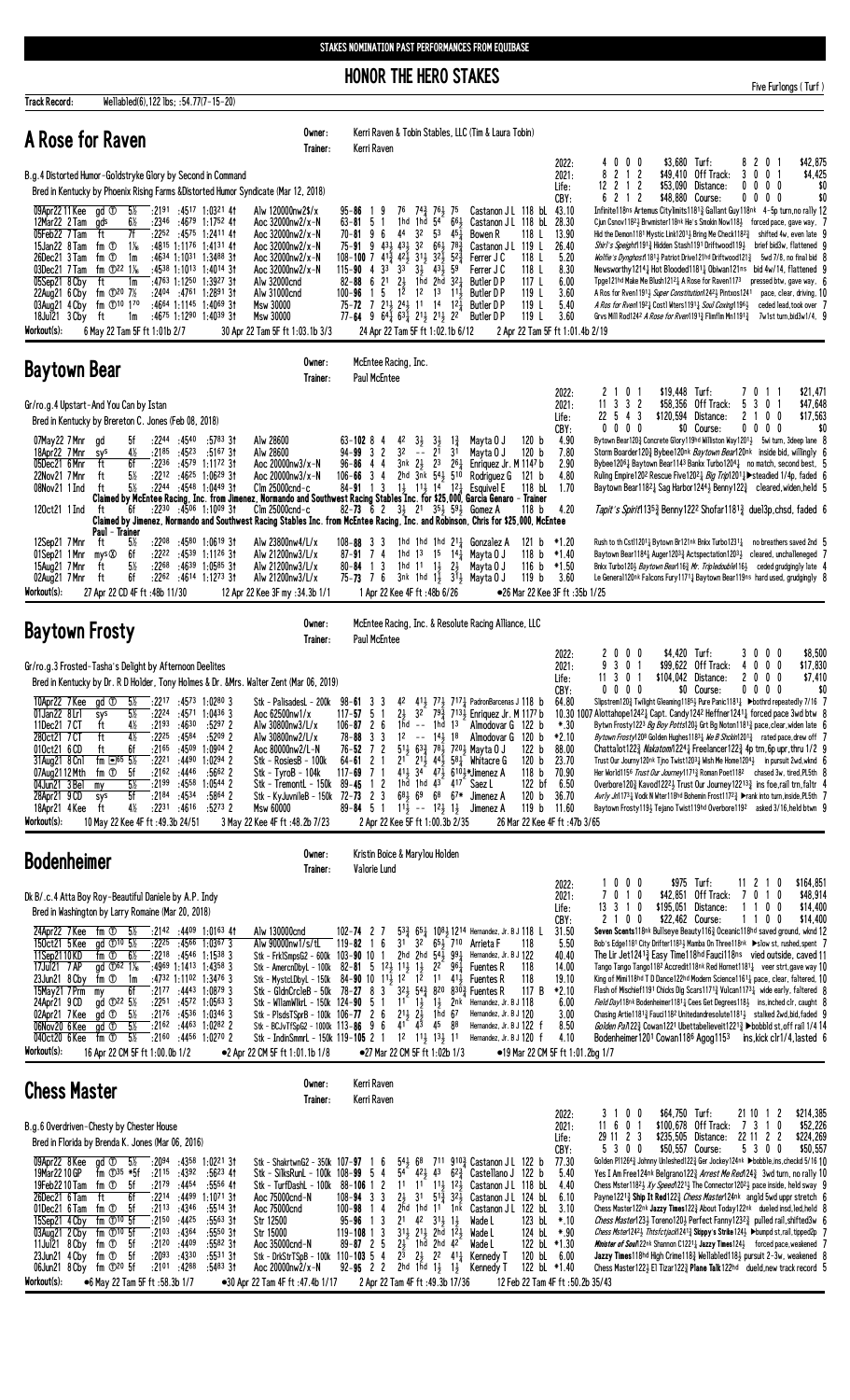STAKES NOMINATION PAST PERFORMANCES FROM EQUIBASE

# HONOR THE HERO STAKES

Five Furlongs ( Turf )

**Track Record:** Wellabled(6),122 lbs; :54.77(7-15-20)

## A Rose for Raven

Owner: Kerri Raven & Tobin Stables, LLC (Tim & Laura Tobin)
Trainer: Kerri Raven

B.g.4 Distorted Humor-Goldstryke Glory by Second in Command
Bred in Kentucky by Phoenix Rising Farm &Distorted Humor Syndicate (Mar 12, 2018)

| | | | | | | | | |
|---|---|---|---|---|---|---|---|---|
| 2022: | 4 0 0 0 | $3,680 | Turf: | 8 2 0 1 | $42,875 |
| 2021: | 8 2 1 2 | $49,410 | Off Track: | 3 0 0 1 | $4,425 |
| Life: | 12 2 1 2 | $53,090 | Distance: | 0 0 0 0 | $0 |
| CBY: | 6 2 1 2 | $48,880 | Course: | 0 0 0 0 | $0 |

```
09Apr22 11Kee gd ⓣ 5½ :2191 :4517 1:0321 4↑ Alw 120000nw2$/x 95-86 1 9 76 74¾ 76½ 75 Castanon J L 118 bL 43.10 Infinite118ns Artemus Citylimits1181¾ Gallant Guy118nk 4-5p turn,no rally 12
12Mar22 2Tam gds 6½ :2346 :4679 1:1752 4↑ Aoc 32000nw2/x-N 63-81 5 1 1hd 1hd 54 66½ Castanon J L 118 bL 28.30 Cjun Csnov118²½ Brwmister118nk He's Smokin Now118½ forced pace, gave way, 7
05Feb22 7Tam ft 7f :2252 :4575 1:2411 4↑ Aoc 32000nw2/x-N 70-81 9 6 44 32 53 45¼ Bowen R 118 L 13.90 Hid the Demon118¹ Mystic Link120¹½ Bring Me Check118²¾ shifted 4w, even late 9
15Jan22 8Tam fm ⓣ 1⅙ :4815 1:1176 1:4131 4↑ Aoc 32000nw2/x-N 75-91 9 43½ 43½ 32 66½ 78¾ Castanon J L 119 L 26.40 Shir's Sleigh119¹¾ Hidden Stash119¹ Driftwood119½ brief bid3w, flattened 9
26Dec21 3Tam fm ⓣ 1m :4634 1:1031 1:3488 3↑ Aoc 32000nw2/x-N 108-100 7 41¾ 42½ 31½ 32½ 52¾ Ferrer J C 118 L 5.20 Wolfie's Dynghost118¹½ Patriot Drive121hd Driftwood121½ 5wd 7/8, no final bid 8
03Dec21 7Tam fm ⓣ22 1⅙ :4538 1:1013 1:4014 3↑ Aoc 32000nw2/x-N 115-90 4 33 33 3½ 43½ 59 Ferrer J C 118 L 8.30 Newsworthy1214¾ Hot Blooded1181¼ Obiwan121ns bid 4w/14, flattened 9
05Sep21 8Cby ft 1m :4763 1:1250 1:3927 3↑ Alw 32000cnd 82-88 6 21 2½ 1hd 2hd 32¼ Butler D P 117 L 6.00 Tpge121hd Make Me Blush121²¼ A Rose for Raven117³ pressed btw, gave way, 6
22Aug21 6Cby fm ⓣ70 7½ :2404 :4761 1:2891 3↑ Alw 31000cnd 100-96 1 5 1² 1² 1³ 11½ Butler D P 119 L 3.60 A Ros for Rven119¹½ Super Constitution124²½ Pintxos1241 pace, clear, driving, 10
03Aug21 4Cby fm ⓣ10 170 :4664 1:1145 1:4069 3↑ Msw 30000 75-72 7 21½ 24½ 11 14 12¼ Butler D P 119 L 5.40 A Ros for Rven119²¼ Costl Wters119¹¾ Soul Coving119⁶½ ceded lead,took over 7
18Jul21 3Cby ft 1m :4675 1:1290 1:4039 3↑ Msw 30000 77-64 9 64½ 63¾ 21½ 21½ 22 Butler D P 119 L 3.60 Grvs Mill Rod124² A Rose for Rven119²½ Flimflm Mn119¹¾ 7w1st turn,bid3w1/4, 9
```

**Workout(s):** 6 May 22 Tam 5F ft 1:01b 2/7 | 30 Apr 22 Tam 5F ft 1:03.1b 3/3 | 24 Apr 22 Tam 5F ft 1:02.1b 6/12 | 2 Apr 22 Tam 4F ft 1:01.4b 2/19

## Baytown Bear

Owner: McEntee Racing, Inc.
Trainer: Paul McEntee

Gr/ro.g.4 Upstart-And You Can by Istan
Bred in Kentucky by Brereton C. Jones (Feb 08, 2018)

| | | | | | | | | |
|---|---|---|---|---|---|---|---|---|
| 2022: | 2 1 0 1 | $19,448 | Turf: | 7 0 1 1 | $21,471 |
| 2021: | 11 3 3 2 | $58,356 | Off Track: | 5 3 0 1 | $47,648 |
| Life: | 22 5 4 3 | $120,594 | Distance: | 2 1 0 0 | $17,563 |
| CBY: | 0 0 0 0 | $0 | Course: | 0 0 0 0 | $0 |

```
07May22 7Mnr gd 5f :2244 :4540 :5783 3↑ Alw 28600 63-108 8 4 42 3½ 3½ 1¾ Mayta O J 120 b 4.90 Bytown Bear120¾ Concrete Glory119hd Willston Way120¹½ 5wi turn, 3deep lane 8
18Apr22 7Mnr sys 4½ :2185 :4523 :5167 3↑ Alw 28600 94-99 3 2 32 -- 21 31 Mayta O J 120 b 7.80 Storm Boarder120¾ Bybee120nk Baytown Bear120nk inside bid, willingly 6
05Dec21 6Mnr ft 6f :2236 :4579 1:1172 3↑ Aoc 20000nw3/x-N 96-86 4 4 3nk 2½ 23 26¼ Enriquez Jr. M 1147 b 2.90 Bybee120⁶¼ Baytown Bear114³ Bankx Turbo120⁴½ no match, second best, 5
22Nov21 7Mnr ft 5½ :2212 :4625 1:0629 3↑ Aoc 20000nw3/x-N 106-66 3 4 2hd 3nk 54½ 510 Rodriguez G 121 b 4.80 Rullng Empire120² Rescue Five120²¾ Big Trip120¹½ ▶steadied 1/4p, faded 6
08Nov21 1Ind ft 5½ :2244 :4548 1:0449 3↑ Clm 25000cnd-c 84-91 1 3 1½ 11½ 14 12¼ Esquivel E 118 bL 1.70 Baytown Bear118²¼ Sag Harbor124⁴¾ Benny122¾ cleared,widen,held 5
Claimed by McEntee Racing, Inc. from Jimenez, Normando and Southwest Racing Stables Inc. for $25,000, Garcia Genaro - Trainer
12Oct21 1Ind ft 6f :2230 :4506 1:1098 3↑ Clm 25000cnd-c 82-73 6 2 3½ 21 35½ 59½ Gomez A 118 b 4.20 Tapit's Spirit135¾ Benny122² Shofar1181¾ duel3p,chsd, faded 6
Claimed by Jimenez, Normando and Southwest Racing Stables Inc. from McEntee Racing, Inc. and Robinson, Chris for $25,000, McEntee Paul - Trainer
12Sep21 7Mnr ft 5½ :2208 :4580 1:0619 3↑ Alw 23800nw4/L/x 108-88 3 3 1hd 1hd 1hd 21¾ Gonzalez A 121 b *1.20 Rush to th Cstl120¹¾ Bytown Br121nk Bnkx Turbo1231¼ no breathers saved 2nd 5
01Sep21 1Mnr mys⊗ 6f :2222 :4539 1:1126 3↑ Alw 21200nw3/L/x 87-91 7 4 1hd 13 15 14¼ Mayta O J 118 b *1.40 Baytown Bear118⁴¼ Auger120³¾ Actspectation120³½ cleared, unchallenged 7
15Aug21 7Mnr ft 5½ :2268 :4639 1:0585 3↑ Alw 21200nw3/L/x 80-84 1 3 1hd 11 1½ 2½ Mayta O J 116 b *1.50 Bnkx Turbo120½ Baytown Bear116¾ Mr. Tripledouble116½ ceded grudgingly late 4
02Aug21 7Mnr ft 6f :2262 :4614 1:1273 3↑ Alw 21200nw3/L/x 75-73 7 6 3nk 1hd 1½ 3½ Mayta O J 119 b 3.60 Le General120nk Falcons Fury117¹¼ Baytown Bear119ns hard used, grudgingly 8
```

**Workout(s):** 27 Apr 22 CD 4F ft :48b 11/30 | 12 Apr 22 Kee 3F my :34.3b 1/1 | 1 Apr 22 Kee 4F ft :48b 6/26 | ●26 Mar 22 Kee 3F ft :35b 1/25

## Baytown Frosty

Owner: McEntee Racing, Inc. & Resolute Racing Alliance, LLC
Trainer: Paul McEntee

Gr/ro.g.3 Frosted-Tasha's Delight by Afternoon Deelites
Bred in Kentucky by Dr. R D Holder, Tony Holmes & Dr. &Mrs. Walter Zent (Mar 06, 2019)

| | | | | | | | | |
|---|---|---|---|---|---|---|---|---|
| 2022: | 2 0 0 0 | $4,420 | Turf: | 3 0 0 0 | $8,500 |
| 2021: | 9 3 0 1 | $99,622 | Off Track: | 4 0 0 0 | $17,830 |
| Life: | 11 3 0 1 | $104,042 | Distance: | 2 0 0 0 | $7,410 |
| CBY: | 0 0 0 0 | $0 | Course: | 0 0 0 0 | $0 |

```
10Apr22 7Kee gd ⓣ 5½ :2217 :4573 1:0280 3 Stk - PalisadesL - 200k 98-61 3 3 42 41½ 77¼ 717¼ PadronBarcenas J 118 b 64.80 Slipstrem120½ Twilight Gleaming118⁵½ Pure Panic1181¼ ▶bothrd repeatedly 7/16 7
01Jan22 8Lrl sys 5½ :2224 :4571 1:0436 3 Aoc 62500nw1/x 117-57 5 1 2½ 32 79¾ 713¼ Enriquez Jr. M 1177 b 10.30 1007 Alottahope124²¼ Capt. Candy124² Heffner124¹¼ forced pace 3wd btw 8
11Dec21 7CT ft 4½ :2193 :4630 :5297 2 Alw 30800nw3/L/x 106-87 2 6 1hd -- 1hd 13 Almodovar G 122 b *.30 Bytwn Frosty122³ Big Boy Potts120½ Grt Bg Notion118¹¾ pace,clear,widen late 6
28Oct21 7CT ft 4½ :2225 :4584 :5299 2 Alw 30800nw2/L/x 78-88 3 3 12 -- 14½ 18 Almodovar G 120 b *2.10 Bytown Frosty120⁸ Golden Hughes118³½ We R Stickin120¹¾ rated pace,drew off 7
01Oct21 6CD ft 6f :2165 :4509 1:0904 2 Aoc 80000nw2/L-N 76-52 7 2 51½ 63¾ 78¼ 720¾ Mayta O J 122 b 88.00 Chattalot122¾ Nakatomi1224¼ Freelancer122¾ 4p trn,6p upr,thru 1/2 9
31Aug21 8Cnl fm ⓣ65 5½ :2221 :4490 1:0294 2 Stk - RosiesB - 100k 64-61 2 1 21 21½ 44½ 59¼ Whitacre G 120 b 23.70 Trust Our Journey120nk Tjno Twist120¾ Wish Me Home120⁴¾ in pursuit 2wd,wknd 6
07Aug21 12Mth fm ⓣ 5f :2162 :4446 :5662 2 Stk - TyroB - 104k 117-69 7 1 41½ 34 47¾ 610¾ *Jimenez A 118 b 70.90 Her World1156 Trust Our Journey117¹¾ Roman Poet118² chased 3w, tired,PL5th 8
04Jun21 3Bel my 5½ :2199 :4558 1:0544 2 Stk - TremontL - 150k 89-45 1 2 1hd 1hd 43 417 Saez L 122 bf 6.50 Overbore120¾ Kaved122²½ Trust Our Journey122¹³¾ ins foe,rail trn,faltr 4
28Apr21 9CD sys 5f :2184 :4534 :5864 2 Stk - KyJuvnileB - 150k 72-73 2 3 66½ 69 68 67* Jimenez A 120 b 36.70 Averly Jr117¾ Vodk W Wter118hd Bohemin Frost117¹¾ ▶rank into turn,inside,PL5th 7
18Apr21 4Kee ft 4½ :2231 :4616 :5273 2 Msw 60000 89-84 5 1 11½ -- 12½ 1½ Jimenez A 119 b 11.60 Baytown Frosty119½ Tejano Twist119hd Overbore119² asked 3/16,held btwn 9
```

**Workout(s):** 10 May 22 Kee 4F ft :49.3b 24/51 | 3 May 22 Kee 4F ft :48.2b 7/23 | 2 Apr 22 Kee 5F ft 1:00.3b 2/35 | 26 Mar 22 Kee 4F ft :47b 3/65

## Bodenheimer

Owner: Kristin Boice & Marylou Holden
Trainer: Valorie Lund

Dk B/.c.4 Atta Boy Roy-Beautiful Daniele by A.P. Indy
Bred in Washington by Larry Romaine (Mar 20, 2018)

| | | | | | | | | |
|---|---|---|---|---|---|---|---|---|
| 2022: | 1 0 0 0 | $975 | Turf: | 11 2 1 0 | $164,851 |
| 2021: | 7 0 1 0 | $42,851 | Off Track: | 7 0 1 0 | $48,914 |
| Life: | 13 3 1 0 | $195,051 | Distance: | 1 1 0 0 | $14,400 |
| CBY: | 2 1 0 0 | $22,462 | Course: | 1 1 0 0 | $14,400 |

```
24Apr22 7Kee fm ⓣ 5½ :2142 :4409 1:0163 4↑ Alw 130000cnd 102-74 2 7 53¾ 65¼ 108¾ 1214 Hernandez, Jr. B J 118 L 31.50 Seven Scents118nk Bullseye Beauty116¾ Oceanic118hd saved ground, wknd 12
15Oct21 5Kee gd ⓣ10 5½ :2225 :4565 1:0367 3 Alw 90000nw1/s/tL 119-82 1 6 31 32 65¾ 710 Arrieta F 118 5.50 Bob's Edge118¹ City Drifter118²¾ Mamba On Three118nk ▶slow st, rushed, spent 7
11Sep21 10KD fm ⓣ 6½ :2218 :4546 1:1538 3 Stk - FrklSmpsG2 - 600k 103-90 10 1 2hd 2hd 54¾ 99¾ Hernandez, Jr. B J 122 40.40 The Lir Jet124¹¾ Easy Time118hd Fauci118ns vied outside, caved 11
17Jul21 7AP gd ⓣ62 1⅙ :4969 1:1413 1:4358 3 Stk - AmercnDbyL - 100k 82-81 5 12½ 11½ 1½ 22 96¾ Fuentes R 118 14.00 Tango Tango Tango118² Accredit118nk Red Hornet118¹¼ veer strt,gave way 10
23Jun21 8Cby fm ⓣ 1m :4732 1:1102 1:3476 3 Stk - MystcLDbyL - 150k 84-90 10 11½ 12 12 11 41¼ Fuentes R 118 19.10 King of Mini118hd T D Dance122hd Modern Science1161¼ pace, clear, faltered 10
15May21 7Prm my 6f :2177 :4443 1:0879 3 Stk - GldnCrcleB - 50k 78-27 8 3 32½ 54¾ 820 830¾ Fuentes R 117 B *2.10 Flash of Mischief119¹ Chicks Dig Scars117¹¾ Vulcan117³¼ wide early, faltered 8
24Apr21 9CD gd ⓣ22 5½ :2251 :4572 1:0563 3 Stk - WllamWlkrL - 150k 124-90 5 1 11 1½ 1½ 2nk Hernandez, Jr. B J 118 6.00 Field Day118nk Bodenheimer118¹¼ Cees Get Degrees118½ ins,inched clr, caught 8
02Apr21 7Kee gd ⓣ 5½ :2176 :4536 1:0346 3 Stk - PlsdsTSprB - 100k 106-77 2 6 21½ 2½ 1hd 67 Hernandez, Jr. B J 120 3.00 Chasing Artie118¹¾ Fauci118² Unitedandresolute118¹¼ stalked 2wd,bid,faded 9
06Nov20 6Kee gd ⓣ 5½ :2162 :4463 1:0282 2 Stk - BCJvTfSpG2 - 1000k 113-86 9 6 41 43 45 88 Hernandez, Jr. B J 122 f 8.50 Golden Pal122¾ Cowan122¹ Ubettabelievelt122¹½ ▶bobbld st,off rail 1/4 14
04Oct20 6Kee fm ⓣ 5½ :2160 :4456 1:0270 2 Stk - IndinSmmrL - 150k 119-105 2 1 12 11½ 13½ 11 Hernandez, Jr. B J 120 f 4.10 Bodenheimer120¹ Cowan118⁶ Agog115³ ins,kick clr1/4,lasted 6
```

**Workout(s):** 16 Apr 22 CM 5F ft 1:00.0b 1/2 | ●2 Apr 22 CM 5F ft 1:01.1b 1/8 | ●27 Mar 22 CM 5F ft 1:02b 1/3 | ●19 Mar 22 CM 5F ft 1:01.2bg 1/7

## Chess Master

Owner: Kerri Raven
Trainer: Kerri Raven

B.g.6 Overdriven-Chesty by Chester House
Bred in Florida by Brenda K. Jones (Mar 06, 2016)

| | | | | | | | | |
|---|---|---|---|---|---|---|---|---|
| 2022: | 3 1 0 0 | $64,750 | Turf: | 21 10 1 2 | $214,385 |
| 2021: | 11 6 0 1 | $100,678 | Off Track: | 7 3 1 0 | $52,226 |
| Life: | 29 11 2 3 | $235,505 | Distance: | 22 11 2 2 | $224,269 |
| CBY: | 5 3 0 0 | $50,557 | Course: | 5 3 0 0 | $50,557 |

```
09Apr22 8Kee gd ⓣ 5½ :2094 :4358 1:0221 3↑ Stk - ShakrtwnG2 - 350k 107-97 1 6 54½ 68 711 910¾ Castanon J L 122 b 77.30 Golden Pl1204½ Johnny Unleshed122¾ Ger Jockey124nk ▶bobble,ins,checkd 5/16 10
19Mar22 10GP fm ⓣ35 *5f :2115 :4392 :5623 4↑ Stk - SlksRunL - 100k 108-99 5 4 54 42½ 43 62¾ Castellano J 122 b 5.40 Yes I Am Free124nk Belgrano122¾ Arrest Me Red124¾ 3wd turn, no rally 10
19Feb22 10Tam fm ⓣ 5f :2179 :4454 :5556 4↑ Stk - TurfDashL - 100k 88-106 1 2 11 11 11½ 12½ Castanon J L 118 bL 4.40 Chess Mster118²½ Xy Speed121½ The Connector120²½ pace inside, held sway 9
26Dec21 6Tam ft 6f :2214 :4499 1:1071 3↑ Aoc 75000cnd-N 108-94 3 3 2½ 31 51¾ 32¾ Castanon J L 124 bL 6.10 Payne1221¾ Ship It Red122¾ Chess Master124nk angld 5wd uppr stretch 6
01Dec21 6Tam fm ⓣ 5f :2113 :4346 :5514 3↑ Aoc 75000cnd 100-98 1 4 2hd 1hd 11 1nk Castanon J L 122 bL 3.10 Chess Master122nk Jazzy Times122¾ About Today122nk dueled insd,led,held 8
15Sep21 4Cby fm ⓣ10 5f :2150 :4425 :5563 3↑ Str 12500 95-96 1 3 21 42 31½ 1½ Wade L 123 bL *.10 Chess Master123½ Toreno120¾ Perfect Fanny123²¾ pulled rail,shifted3w 6
03Aug21 2Cby fm ⓣ10 5f :2103 :4364 :5550 3↑ Str 15000 119-108 1 3 31½ 21½ 2hd 12½ Wade L 124 bL *.90 Chess Mster124²½ Thtsfcljack124¹¾ Skippy's Strike124½ ▶bumpd st,rail,tipped2p 7
11Jul21 8Cby fm ⓣ 5f :2120 :4409 :5582 3↑ Aoc 35000cnd-N 89-87 2 5 2½ 1hd 2hd 42 Wade L 122 bL *1.30 Minister of Soul122nk Shannon C122¹¼ Jazzy Times124¾ forced pace,weakened 7
23Jun21 4Cby fm ⓣ 5f :2093 :4330 :5531 3↑ Stk - DnkStrTSpB - 100k 110-103 5 4 23 2½ 22 41¾ Kennedy T 120 bL 6.00 Jazzy Times118hd High Crime118½ Wellabled118½ pursuit 2-3w, weakened 8
06Jun21 8Cby fm ⓣ20 5f :2101 :4268 :5483 3↑ Aoc 20000nw2/x-N 92-95 2 2 2hd 1hd 1½ 1¾ Kennedy T 122 bL *1.40 Chess Master122¾ El Tizar122¾ Plane Talk122hd dueled,new track record 5
```

**Workout(s):** ●6 May 22 Tam 5F ft :58.3b 1/7 | ●30 Apr 22 Tam 4F ft :47.4b 1/17 | 2 Apr 22 Tam 4F ft :49.3b 17/36 | 12 Feb 22 Tam 4F ft :50.2b 35/43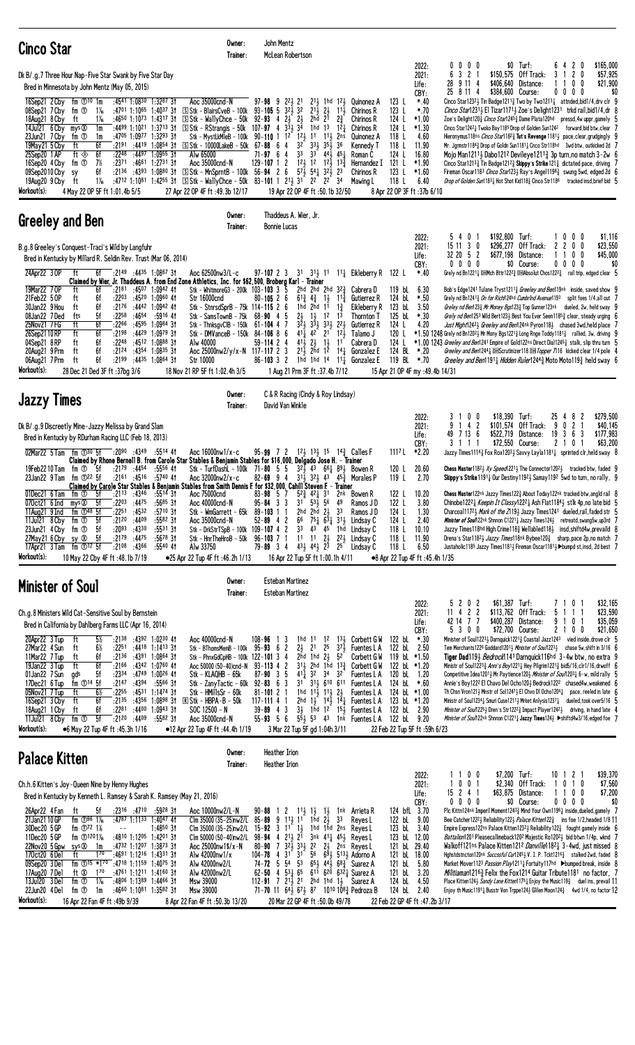## Cinco Star

Owner: John Mentz
Trainer: McLean Robertson

Dk B/.g.7 Three Hour Nap–Five Star Swank by Five Star Day
Bred in Minnesota by John Mentz (May 05, 2015)

| | | | | | | | |
|---|---|---|---|---|---|---|---|
| 2022: | 0 0 0 0 | $0 | Turf: | 6 4 2 0 | $165,000 |
| 2021: | 6 3 2 1 | $150,575 | Off Track: | 3 1 2 0 | $57,925 |
| Life: | 28 9 11 4 | $406,640 | Distance: | 1 1 0 0 | $21,900 |
| CBY: | 25 8 11 4 | $384,600 | Course: | 0 0 0 0 | $0 |

```
16Sep21 2Cby fm ⓣ10 1m   :4541 1:0830 1:3287 3↑  Aoc 35000cnd-N      97-98 9 22½ 21  21½ 1hd 12½ Quinonez A   123 L  *.40  Cinco Star1232½ Tin Badge1211¾ Two by Two121¾ attnded,bid1/4,drv clr 9
08Sep21 7Cby fm ⓣ  1⅛   :4701 1:1065 1:4037 3↑  ⓢStk - BlairsCveB - 100k 93-105 5 32½ 32 21½ 2½ 11½ Chirinos R 123 L  *.70  Cinco Star1231½ El Tizar1171½ Zoe's Delight1231 trkd rail,bid1/4,dr 8
18Aug21 8Cby ft  1⅛   :4650 1:1073 1:4317 3↑  ⓢStk - WallyChce - 50k 92-93 4 2½ 2½ 2hd 21 2¾ Chirinos R 124 L  *1.00  Zoe's Delight120¾ Cinco Star1245¼ Dame Plata120hd pressd,4w uppr,gamely 5
14Jul21 6Cby mys⑤ 1m    :4499 1:1021 1:3713 3↑  ⓢStk - RStrangis - 50k 107-97 4 33½ 34 1hd 13 12¼ Chirinos R 124 L  *1.30  Cinco Star1242¼ Twoko Bay1183 Drop of Golden Sun1242 forward,bid btw,clear 7
23Jun21 7Cby fm ⓣ  1m    :4705 1:0977 1:3293 3↑  Stk - MystLkMileB - 100k 90-110 1 12 12½ 11 11½ 2ns Quinonez A 118 L  4.60  Hieronymus118ns Cinco Star1182¾ Tut's Revenge1181½ pace,clear,grudgingly 9
19May21 5Cby ft  6f    :2191 :4419 1:0854 3↑  ⓢStk - 10000LakeB - 50k 67-88 6 4 32 33½ 35½ 36 Kennedy T 118 L  11.90  Mr. Jgmmstr1184¾ Drop of Golden Sun1181¼ Cinco Str118hd 3wd btw, outkicked 2d 7
25Sep20 1AP ft ⓢ 6f    :2248 :4497 1:0955 3↑  Alw 65000          71-97 6 4 33 33 44½ 45½ Roman C    124 L  16.80  Mojo Man1211½ Dabo1212 Devileye1211¾ 3p turn,no match 3-2w 6
16Sep20 4Cby fm ⓣ  7½   :2371 :4661 1:2731 3↑  Aoc 35000cnd-N     129-107 1 2 12½ 12 12½ 13¾ Hernandez I 121 L  *1.90  Cinco Star1213¾ Tin Badge1212¾ Skippy's Strike121¾ dictated pace, driving 7
09Sep2010Cby sy  6f    :2136 :4393 1:0890 3↑  ⓢStk - MnSprntB - 100k 56-94 2 6 57½ 54¼ 32½ 23 Chirinos R 123 L  *1.60  Fireman Oscar1183 Cinco Star123½ Ray's Angel1196¾ swung 5wd, edged 2d 6
19Aug20 9Cby ft  1⅛   :4712 1:1081 1:4255 3↑  ⓢStk - WallyChce - 50k 83-101 1 21½ 31 22 22 34 Mawing L  118 L  6.40  Drop of Golden Sun118¾ Hot Shot Kid118¾ Cinco Str1186 tracked insd,brief bid 5
```

Workout(s): 4 May 22 OP 5f ft 1:01.4b 5/5 · 27 Apr 22 OP 4f ft :49.3b 12/17 · 19 Apr 22 OP 4f ft :50.1b 32/50 · 8 Apr 22 OP 3f ft :37b 6/10

## Greeley and Ben

Owner: Thaddeus A. Wier, Jr.
Trainer: Bonnie Lucas

B.g.8 Greeley's Conquest–Traci's Wild by Langfuhr
Bred in Kentucky by Millard R. Seldin Rev. Trust (Mar 06, 2014)

| | | | | | | | |
|---|---|---|---|---|---|---|---|
| 2022: | 5 4 0 1 | $192,800 | Turf: | 1 0 0 0 | $1,116 |
| 2021: | 15 11 3 0 | $296,277 | Off Track: | 2 2 0 0 | $23,550 |
| Life: | 32 20 5 2 | $677,198 | Distance: | 1 1 0 0 | $45,000 |
| CBY: | 0 0 0 0 | $0 | Course: | 0 0 0 0 | $0 |

```
24Apr22 3OP  ft  6f    :2149 :4435 1:0867 3↑  Aoc 62500nw3/L-c   97-107 2 3 31 31½ 11 11¼ Eikleberry R 122 L  *.40  Grely nd Bn1221¼ ⓈMch Bttr1222¾ ⓈAbsolut Chcs1222¾ rail trip, edged clear 5
   Claimed by Wier, Jr. Thaddeus A. from End Zone Athletics, Inc. for $62,500, Broberg Karl - Trainer
19Mar22 7OP  ft  6f    :2181 :4507 1:0942 4↑  Stk - WhitmoreG3 - 200k 103-103 3 5 2hd 2hd 2hd 32¾ Cabrera D 119 bL  6.30  Bob's Edge1241 Tulane Tryst1211¾ Greeley and Ben119nk inside, saved show 9
21Feb22 5OP  ft  6f    :2203 :4520 1:0960 4↑  Str 16000cnd       80-105 2 6 61¾ 4¾ 1½ 11¾ Gutierrez R 124 bL  *.50  Grely nd Bn1241¾ On for Rich124hd Cumbrlnd Avenue1193 split foes 1/4,all out 7
30Jan22 9Hou ft  6f    :2176 :4442 1:0942 4↑  Stk - StnrsdSprB - 75k 114-115 2 6 1hd 2hd 11 1¾ Eikleberry R 123 bL  3.50  Greley nd Ben123¾ Mr Money Bgs123¾ Top Gunner123nk dueled, 2w, held sway 9
08Jan22 7Ded fts 5f    :2258 :4654 :5916 4↑  Stk - SamsTownB - 75k 68-90 4 5 2½ 1½ 12 13 Thornton T 125 bL  *.30  Grely nd Ben1253 Wild Bert123½ Best You Ever Seen1185½ clear, steady urging 6
25Nov21 7FG  ft  6f    :2266 :4595 1:0984 3↑  Stk - ThnksgvClB - 150k 61-104 4 7 32½ 33½ 33½ 22½ Gutierrez R 124 L  4.20  Just Might1242½ Greeley and Ben124nk Pyron118½ chased 3wd,held place 7
26Sep2110RP  ft  6f    :2198 :4429 1:0979 3↑  Stk - DMVanceB - 150k 84-106 8 6 41½ 42 21 12½ Talamo J 120 L  *1.50 1248 Grely nd Bn1202½ Mr Mony Bgs1221¾ Long Rnge Toddy1181¾ rallied, 3w, driving 9
04Sep21 8RP  ft  6f    :2248 :4512 1:0888 3↑  Alw 40000          59-114 2 4 41½ 2½ 1½ 11 Cabrera D 124 L  *1.00 1243 Greeley and Ben1241 Empire of Gold122ns Direct Dial1245¾ stalk, slip thru turn 5
20Aug21 9Prm ft  6f    :2124 :4354 1:0835 3↑  Aoc 25000nw2/y/x-N 117-117 2 3 21½ 2hd 12 14¼ Gonzalez E 124 BL  *.20  Greeley and Ben1244¼ ⓈScrutinizer118 ⓈTopper 7116 kicked clear 1/4 pole 4
06Aug21 7Prm ft  6f    :2199 :4435 1:0864 3↑  Str 10000          86-103 3 2 1hd 1hd 14 11¼ Gonzalez E 119 BL  *.70  Greeley and Ben1191¼ Hidden Ruler1244¾ Moto Moto119¾ held sway 6
```

Workout(s): 28 Dec 21 Ded 3f ft :37bg 3/6 · 18 Nov 21 RP 5f ft 1:02.4h 3/5 · 1 Aug 21 Prm 3f ft :37.4b 7/12 · 15 Apr 21 OP 4f my :49.4b 14/31

## Jazzy Times

Owner: C & R Racing (Cindy & Roy Lindsay)
Trainer: David Van Winkle

Dk B/.g.9 Discreetly Mine–Jazzy Melissa by Grand Slam
Bred in Kentucky by RDurham Racing LLC (Feb 18, 2013)

| | | | | | | | |
|---|---|---|---|---|---|---|---|
| 2022: | 3 1 0 0 | $18,390 | Turf: | 25 4 8 2 | $279,500 |
| 2021: | 9 1 4 2 | $101,574 | Off Track: | 9 0 2 1 | $40,145 |
| Life: | 49 7 13 6 | $522,719 | Distance: | 19 3 6 3 | $177,983 |
| CBY: | 3 1 1 1 | $72,550 | Course: | 2 1 0 1 | $63,200 |

```
02Mar22 5Tam fm ⓣ50 5f :2090 :4349 :5514 4↑  Aoc 16000nw1/x-c   95-99 7 2 12½ 13½ 15 14¾ Calles F 117 L  *2.20  Jazzy Times1114¾ Fox Rox1203½ Savvy Layla1181¼ sprinted clr,held sway 8
   Claimed by Rhone Bernell B. from Carole Star Stables & Benjamin Stables for $16,000, Delgado Jose H. - Trainer
19Feb2210Tam fm ⓣ 5f  :2179 :4454 :5556 4↑  Stk - TurfDashL - 100k 71-80 5 5 32½ 43 66¾ 89¾ Bowen R 120 L  20.60  Chess Master1182½ Xy Speed1221½ The Connector1202½ tracked btw, faded 9
23Jan22 9Tam fm ⓣ22 5f :2161 :4516 :5740 4↑  Aoc 32000nw2/x-c  82-69 9 4 31½ 32½ 43 45¾ Morales P 119 L  2.70  Skippy's Strike1191½ Our Destiny1192½ Samay1192 5wd to turn, no rally, 9
   Claimed by Carole Star Stables & Benjamin Stables from Smith Dennis F for $32,000, Cahill Steven F - Trainer
01Dec21 6Tam fm ⓣ 5f  :2113 :4346 :5514 3↑  Aoc 75000cnd       83-98 5 7 52¾ 42¼ 31 2nk Bowen R 122 L  10.20  Chess Master122nk Jazzy Times122½ About Today122nk tracked btw,angld rail 8
07Oct21 6Ind mys⑤ 5f  :2203 :4475 :5685 3↑  Aoc 40000cnd-N     95-84 3 3 31 53½ 56 49 Ramos J D 122 L  3.80  Chinobel122¾ Keepin It Classy1222¼ Ash Flat1184¾ stlk 4p,no late bid 5
11Aug21 9Ind fm ⓣ48 5f :2251 :4532 :5710 3↑  Stk - WmGarrett - 65k 89-103 1 1 2hd 2hd 2½ 33 Ramos J D 124 L  1.30  Charcoal1172¼ Mark of the Z119¾ Jazzy Times1241 dueled,rail,faded str 5
11Jul21 8Cby fm ⓣ 5f  :2120 :4409 :5582 3↑  Aoc 35000cnd-N     52-89 4 2 66 75¼ 63¼ 31½ Lindsay C 124 L  2.40  Minister of Soul122nk Shnnon C1221½ Jazzy Times124½ retreatd,swung5w,up3rd 7
23Jun21 4Cby fm ⓣ 5f  :2093 :4330 :5531 3↑  Stk - DrkStrTSpB - 100k 109-107 4 2 33 43 45 1hd Lindsay C 118 L  10.10  Jazzy Times118hd High Crime118½ Wellabled118¾ insd,shiftd4w,prevaild 8
27May21 6Cby sy ⓢ 5f  :2179 :4475 :5678 3↑  Stk - HnrTheHroB - 50k 96-103 7 1 11 11 2½ 22½ Lindsay C 118 L  11.90  Drena's Star1182½ Jazzy Times118nk Bybee120¾ sharp,pace 2p,no match 7
17Apr21 3Tam fm ⓣ12 5f :2108 :4366 :5540 4↑  Alw 33750          79-89 3 4 43½ 44½ 23 26 Lindsay C 118 L  6.50  Justaholic1185 Jazzy Times1181¼ Fireman Oscar1181¾ ▶bumpd st,insd, 2d best 7
```

Workout(s): 10 May 22 Cby 4f ft :48.1b 7/19 · ●25 Apr 22 Tup 4f ft :46.2h 1/13 · 16 Apr 22 Tup 5f ft 1:00.1h 4/11 · ●8 Apr 22 Tup 4f ft :45.4h 1/35

## Minister of Soul

Owner: Esteban Martinez
Trainer: Esteban Martinez

Ch.g.8 Ministers Wild Cat–Sensitive Soul by Bernstein
Bred in California by Dahlberg Farms LLC (Apr 16, 2014)

| | | | | | | | |
|---|---|---|---|---|---|---|---|
| 2022: | 5 2 0 2 | $61,387 | Turf: | 7 1 0 1 | $32,165 |
| 2021: | 11 4 2 2 | $113,762 | Off Track: | 5 1 1 1 | $23,590 |
| Life: | 42 14 7 7 | $400,287 | Distance: | 9 1 0 1 | $35,059 |
| CBY: | 5 3 0 0 | $72,200 | Course: | 2 1 0 0 | $21,650 |

```
20Apr22 3Tup ft  5½  :2138 :4392 1:0230 4↑  Aoc 40000cnd-N     108-96 1 3 1hd 11 12 13½ Corbett G W 122 bL  *.30  Minister of Soul1223½ Darnquick1221½ Coastal Jazz1243 vied inside,drove clr 5
27Mar22 4Sun ft  6½  :2251 :4418 1:1413 3↑  Stk - BThomsMemB - 100k 95-93 6 2 2½ 21 25 37½ Fuentes L A 122 bL  2.50  Tem Merchants1226 Goddard1201½ Minister of Soul1223½ chase 5w,shift in 3/16 6
11Mar22 7Tup ft  6f   :2136 :4391 1:0864 3↑  Stk - PhnxGdCpHB - 100k 122-101 3 4 2hd 1hd 2½ 52 Corbett G W 119 bL  *1.50  Tiger Dad119½ Bedrock1141 Darnquick116hd 3-4w btw, no extra 9
19Jan22 3Tup ft  6f   :2166 :4342 1:0760 4↑  Aoc 50000(50-40)cnd-N 93-113 4 2 31½ 2hd 1hd 13¾ Corbett G W 122 bL  *1.20  Minstr of Soul1223¾ Anni's Boy1221¼ Hey Pilgrim1221½ bid5/16,clr1/16,drwoff 6
01Jan22 7Sun gds 5f   :2334 :4749 1:0026 4↑  Stk - KLAQHB - 65k  87-90 3 5 41¼ 32 34 32 Fuentes L A 120 bL  1.20  Competitive Idea120¾ Mr Paytience120¾ Minister of Soul1203¼ 6-w, mild rally 5
17Dec21 6Tup fm ⓣ14 5f :2147 :4394 :5566 3↑  Stk - ZanyTactic - 60k 92-83 6 3 31 31½ 610 611 Fuentes L A 124 bL  *.60  Annie's Boy1222 El Chavo Del Ocho120½ Bedrock1222 chased4w,weakened 6
05Nov21 7Tup ft  6½  :2175 :4401 1:1474 3↑  Stk - HMillsSr - 60k 81-101 2 1 1hd 11½ 11½ 2½ Fuentes L A 124 bL  *1.00  Th Chsn Vron1211 Mnstr of Sol1247½ El Chvo Dl Ocho120¾ pace, reeled in late 6
16Sep21 3Cby ft  6f   :2135 :4356 1:0898 3↑  ⓢStk - HBPA-B - 50k 117-111 4 1 2hd 1½ 14½ 14¼ Fuentes L A 123 bL  *1.20  Minstr of Soul1234¼ Smuri Cuse1211½ Mrket Anlysis123⅞ dueled,took over5/16 5
18Aug21 1Cby ft  6f   :2281 :4400 1:0943 3↑  SOC 12500 - N      39-89 4 3 3½ 1hd 12 15½ Fuentes L A 122 bL  2.90  Minister of Soul1225½ Dren's Str1222¾ Impact Player1242½ driving, in hand late 4
11Jul21 8Cby fm ⓣ 5f  :2120 :4409 :5582 3↑  Aoc 35000cnd-N     55-93 5 6 55½ 53 43 1nk Fuentes L A 122 bL  9.20  Minister of Soul122nk Shnnon C1221½ Jazzy Times124½ ▶shiftd4w/16,edged foe 7
```

Workout(s): ●6 May 22 Tup 4f ft :45.3h 1/16 · ●12 Apr 22 Tup 4f ft :44.4h 1/19 · 3 Mar 22 Tup 5f gd 1:04h 3/11 · 22 Feb 22 Tup 5f ft :59h 6/23

## Palace Kitten

Owner: Heather Irion
Trainer: Heather Irion

Ch.h.6 Kitten's Joy–Queen Nine by Henny Hughes
Bred in Kentucky by Kenneth L. Ramsey & Sarah K. Ramsey (May 21, 2016)

| | | | | | | | |
|---|---|---|---|---|---|---|---|
| 2022: | 1 1 0 0 | $7,200 | Turf: | 10 1 2 1 | $39,370 |
| 2021: | 1 0 0 1 | $2,340 | Off Track: | 1 0 1 0 | $7,560 |
| Life: | 15 2 4 1 | $63,875 | Distance: | 1 1 0 0 | $7,200 |
| CBY: | 0 0 0 0 | $0 | Course: | 0 0 0 0 | $0 |

```
26Apr22 4Fan ft  5f   :2316 :4710 :5928 3↑  Aoc 10000nw2/L-N   90-88 1 2 11½ 1½ 1½ 1nk Arrieta R 124 bfL  3.70  Plc Kttn124nk Imperil Moment1243¾ Mind Your Own119¾ inside,dueled,gamely 7
21Jan21 10GP fm ⓣ96 1⅛ :4787 1:1133 1:4047 4↑  Clm 35000(35-25)nw2/L 85-89 9 11½ 11 1hd 2½ 33 Reyes L 122 bL  9.00  Bee Catcher1222½ Reliability122¾ Palace Kitten122¾ ins foe 1/2,headed 1/8 11
30Dec20 5GP fm ⓣ72 1⅛ --   --  1:4850 3↑  Clm 35000(35-25)nw2/L 15-92 3 11 1½ 1hd 1hd 2ns Reyes L 123 bL  3.40  Empire Express122ns Palace Kitten1232½ Reliability122¾ fought gamely inside 6
11Dec20 5GP fm ⓣ120 1⅛ :4810 1:1205 1:4201 3↑  Clm 50000(50-40)nw2/L 98-94 4 21½ 21 3nk 41½ 45½ Reyes L 121 bL  12.00  Battalion1201 Pleasecallmeback1202 Majestic Ro1202½ bid btwn 1/4p, wknd 7
22Nov20 5Gpw sys⑤ 1m  :4732 1:1207 1:3873 3↑  Aoc 25000nw1$/x-N  80-90 7 32½ 33½ 22 2½ 2ns Reyes L 121 bL  29.40  Walkoff121ns Palace Kitten1212 Danville1182½ 3-4wd, just missed 8
17Oct20 6Del ft  170  :4691 1:1216 1:4331 3↑  Alw 42000nw1/x    104-78 4 31 31 56 69½ 513½ Adorno A 121 bL  18.00  Hghstdstnction120nk Successful Curl245½ V. I. P. Tckt1216¾ stalked 2wd, faded 8
09Sep20 3Del fm ⓣ15 ⓣ170 :4718 1:1159 1:4075 3↑  Alw 42000nw2/L   74-72 5 54 53 65½ 44½ 68¾ Suarez A 121 bL  5.80  Market Mover1123 Passion Play1211¼ Fortuity117hd ▶bumped break, inside 8
17Aug20 7Del ft  ⓢ 170 :4761 1:1211 1:4160 3↑  Alw 42000nw2/L   62-50 4 53½ 65 611 620 632¼ Suarez A 121 bL  3.20  Militiaman1216¾ Felix the Fox1214 Guitar Tribute1181 no factor, 7
13Jul20 3Del fm ⓣ 1⅛ :4806 1:1369 1:4466 3↑  Msw 39000         112-91 7 21½ 21 2hd 1hd 1½ Suarez A 124 bL  4.50  Place Kitten124½ Sandy Lane Kitten1175½ Enjoy the Music119¾ duel ins, prevail 11
22Jun20 4Del fm ⓣ 1m  :4660 1:1081 1:3582 3↑  Msw 39000         71-70 11 64½ 67½ 87 1010 108¾ Pedroza B 124 bL  2.40  Enjoy th Music1191¼ Busstr Von Trppe124¾ Gillen Moon124¾ 4wd 1/4, no factor 12
```

Workout(s): 16 Apr 22 Fan 4f ft :49b 9/39 · 8 Apr 22 Fan 5f ft :50.3b 13/20 · 20 Mar 22 GP 4f ft :50.0b 49/78 · 22 Feb 22 GP 4f ft :47.2b 3/17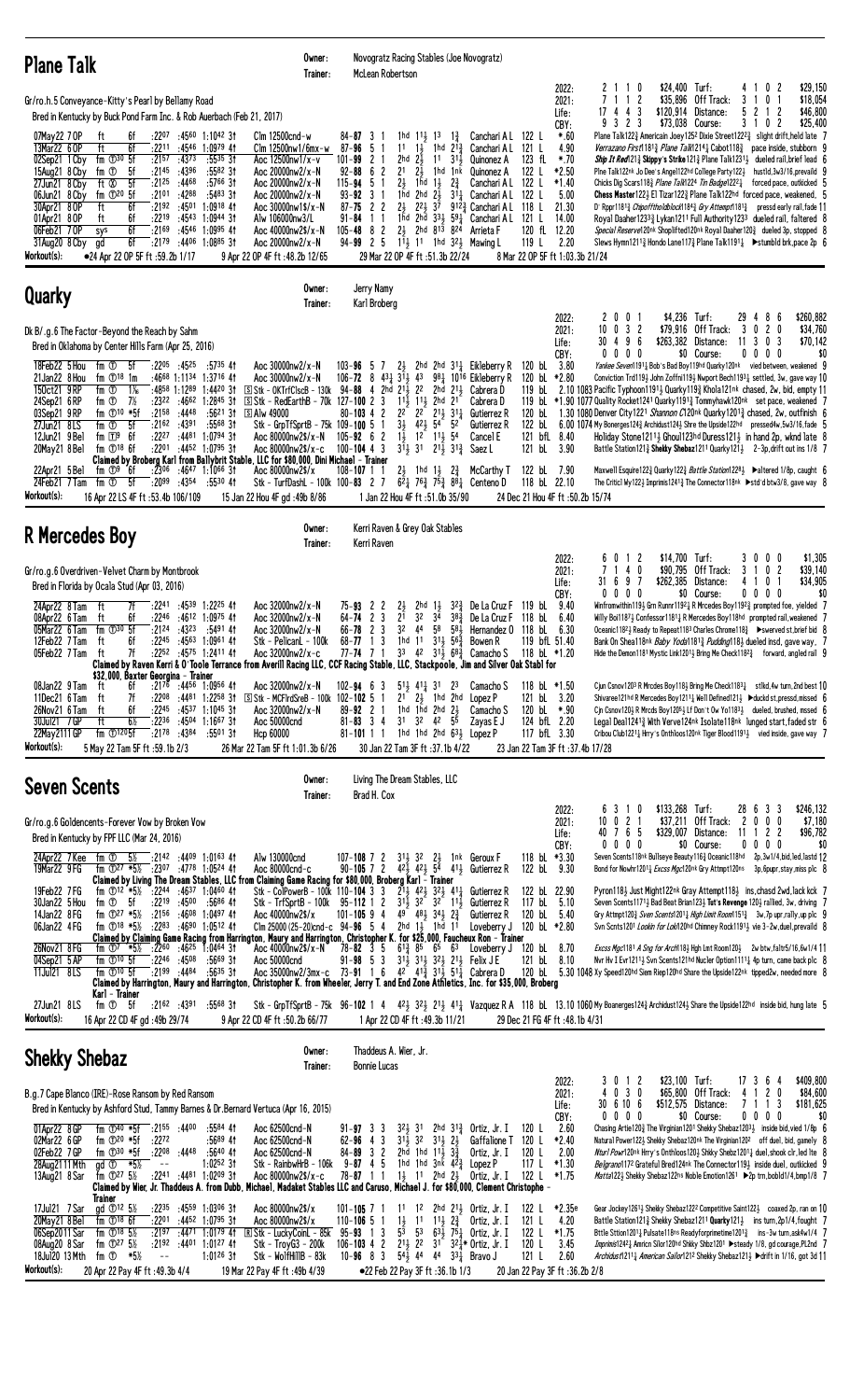## Plane Talk

Owner: Novogratz Racing Stables (Joe Novogratz)
Trainer: McLean Robertson

Gr/ro.h.5 Conveyance–Kitty's Pearl by Bellamy Road
Bred in Kentucky by Buck Pond Farm Inc. & Rob Auerbach (Feb 21, 2017)

| | | | | | | Turf: | 4 1 0 2 | $29,150 |
|---|---|---|---|---|---|---|---|---|
| 2022: | 2 1 1 0 | $24,400 | | | | Off Track: | 3 1 0 1 | $18,054 |
| 2021: | 7 1 1 2 | $35,896 | | | | Distance: | 5 2 1 2 | $46,800 |
| Life: | 17 4 4 3 | $120,914 | | | | Course: | 3 1 0 2 | $25,400 |
| CBY: | 9 3 2 3 | $73,038 | | | | | | |

```
07May22 7 OP  ft   6f  :2207 :4560 1:0942 3↑  Clm 12500cnd-w       84-87 3 1   1hd 11½ 13  1¾   Canchari A L 122 L  *.60   Plane Talk122¾ Americain Joey125² Dixie Street122¾  slight drift,held late 7
13Mar22 6 OP  ft   6f  :2211 :4546 1:0979 4↑  Clm 12500nw1/6mx-w  87-96 5 1   11  1½  1hd 21¾  Canchari A L 121 L  4.90   Verrazano First118¾ Plane Talk121¾ Cabot118½  pace inside, stubborn 9
02Sep21 1 Cby fm ⓣ30 5f :2157 :4373   :5535 3↑  Aoc 12500nw1/x-v    101-99 2 1  2hd 2½  11  31½  Quinonez A  123 fL  *.70  Ship It Red121½ Skippy's Strike121¾ Plane Talk123½  dueled rail,brief lead 6
15Aug21 8 Cby ft   5f  :2145 :4396   :5582 3↑  Aoc 20000nw2/x-N    92-88 6 2   21  2½  1hd 1nk  Quinonez A  122 L  *2.50  Plne Talk122nk Jo Dee's Angel122hd College Party122¾  hustld,3w3/16,prevaild 9
27Jun21 8 Cby ft ⓢ 5f  :2125 :4468   :5768 3↑  Aoc 20000nw2/x-N    115-94 5 1  2½  1hd 1½  2¾   Canchari A L 122 L  *1.40  Chicks Dig Scars118¾ Plane Talk122¾ Tin Badge122²¾  forced pace, outkicked 5
06Jun21 8 Cby fm ⓣ20 5f :2101 :4288   :5493 3↑  Aoc 20000nw2/x-N    93-92 3 1   1hd 2hd 2½  31¼  Canchari A L 122 L  5.00   Chess Master122¾ El Tizar122¾ Plane Talk122hd  forced pace, weakened, 5
30Apr21 8 OP  ft   6f  :2192 :4501 1:0918 4↑  Aoc 30000nw1$/x-N   87-75 2 2   2½  22½ 37  912¾ Canchari A L 118 L  21.30  D' Rppr118½ Chipofftholdblock118¾ Gry Attempt118½  pressd early rail,fade 11
01Apr21 8 OP  ft   6f  :2219 :4543 1:0944 3↑  Alw 106000nw3/L     91-84 1 1   1hd 2hd 33½ 59¼  Canchari A L 122 L  14.00  Royal Daaher1233¾ Lykan1211 Full Authority123³  dueled rail, faltered 8
06Feb21 7 OP  sys  6f  :2169 :4546 1:0995 4↑  Aoc 40000nw2$/x-N   105-48 8 2  2½  2hd 813 824  Arrieta F   120 fL 12.20  Special Reserve120nk Shoplifted120nk Royal Daaher120¾  dueled 3p, stopped 8
31Aug20 8 Cby gd   6f  :2179 :4406 1:0885 3↑  Aoc 20000nw2/x-N    94-99 2 5   11½ 11  1hd 32½  Mawing L    119 L  2.20   Slews Hymn121¹½ Hondo Lane117¾ Plane Talk119¹¼ ▶stumbld brk,pace 2p 6
```

Workout(s): ●24 Apr 22 OP 5f ft :59.2b 1/17   9 Apr 22 OP 4f ft :48.2b 12/65   29 Mar 22 OP 4f ft :51.3b 22/24   8 Mar 22 OP 5f ft 1:03.3b 21/24

## Quarky

Owner: Jerry Namy
Trainer: Karl Broberg

Dk B/.g.6 The Factor–Beyond the Reach by Sahm
Bred in Oklahoma by Center Hills Farm (Apr 25, 2016)

| | | | | | | Turf: | 29 4 8 6 | $260,882 |
|---|---|---|---|---|---|---|---|---|
| 2022: | 2 0 0 1 | $4,236 | | | | Off Track: | 3 0 2 0 | $34,760 |
| 2021: | 10 0 3 2 | $79,916 | | | | Distance: | 11 3 0 3 | $70,142 |
| Life: | 30 4 9 6 | $263,382 | | | | Course: | 0 0 0 0 | $0 |
| CBY: | 0 0 0 0 | $0 | | | | | | |

```
18Feb22 5 Hou fm ⓣ  5f  :2205 :4525   :5735 4↑  Aoc 30000nw2/x-N    103-96 5 7  2½  2hd 2hd 31¼  Eikleberry R 120 bL 3.80  Yankee Seven119½ Bob's Bad Boy119hd Quarky120nk  vied between, weakened 9
21Jan22 8 Hou fm ⓣ18 1m    :4668 1:1134 1:3716 4↑ Aoc 30000nw2/x-N   106-72 8 43¼ 31½ 43  98¼ 1016 Eikleberry R 120 bL *2.80 Conviction Trd118½ John Zoffni119½ Nwport Bech1193½ settled, 3w, gave way 10
15Oct21 9 RP  fm ⓣ  1⅙   :4858 1:1289 1:4420 3↑ Ⓢ Stk - OKTrfClscB - 130k 94-88 4 2hd 21½ 22  2hd 21½ Cabrera D 119 bL 2.10 1083 Pacific Typhoon1191½ Quarky119¾ Khola121nk chased, 2w, bid, empty 11
24Sep21 6 RP  fm ⓣ  7½   :2322 :4662 1:2845 3↑ Ⓢ Stk - RedEarthB - 70k 127-100 2 3 11½ 11½ 2hd 21 Cabrera D 119 bL *1.90 1077 Quality Rocket1241 Quarky1191¾ Tommyhawk120nk set pace, weakened 7
03Sep21 9 RP  fm ⓣ10 *5f :2158 :4448   :5621 3↑ Ⓢ Alw 49000          80-103 4 2  22  22  21½ 31¼  Gutierrez R 120 bL 1.30 1080 Denver City1221 Shannon C120nk Quarky1201¾ chased, 2w, outfinish 6
27Jun21 8 LS  fm ⓣ  5f  :2162 :4391   :5568 3↑  Stk - GrpTfSprtB - 75k 109-100 5 1 3½ 42½ 54  52  Gutierrez R 122 bL 6.00 1074 My Boneriges124¾ Archidust124¾ Shre the Upside122hd pressed4w,5w3/16,fade 5
12Jun21 9 Bel fm ⓣ9 6f  :2227 :4481 1:0794 3↑  Aoc 80000nw2$/x-N   105-92 6 2  1½  12  11½ 54  Cancel E   121 bfL 8.40  Holiday Stone1211½ Ghoul123hd Duress121½ in hand 2p, wknd late 8
20May21 8 Bel fm ⓣ18 6f  :2201 :4452 1:0795 3↑  Aoc 80000nw2$/x-c   100-104 4 3 31½ 31  21½ 33¼  Saez L     121 bL 3.90  Battle Station121¾ Shekky Shebaz121¹ Quarky121½  2-3p,drift out ins 1/8 7
Claimed by Broberg Karl from Ballybrit Stable, LLC for $80,000, Dini Michael - Trainer
22Apr21 5 Bel fm ⓣ9 6f  :2306 :4647 1:1064 3↑  Aoc 80000nw2$/x     108-107 1 1  2½  1hd 1½  2¾   McCarthy T 122 bL 7.90  Maxwell Esquire122¾ Quarky122¾ Battle Station122²¾ ▶altered 1/8p, caught 6
24Feb21 7 Tam fm ⓣ  5f  :2099 :4354   :5530 4↑  Stk - TurfDashL - 100k 100-83 2 7 62¾ 76¾ 75¾ 88¼ Centeno D 118 bL 22.10 The Critic! My122½ Imprimis1241¾ The Connector118nk ▶std'd btw3/8, gave way 8
```

Workout(s): 16 Apr 22 LS 4F ft :53.4b 106/109   15 Jan 22 Hou 4F gd :49b 8/86   1 Jan 22 Hou 4F ft :51.0b 35/90   24 Dec 21 Hou 4F ft :50.2b 15/74

## R Mercedes Boy

Owner: Kerri Raven & Grey Oak Stables
Trainer: Kerri Raven

Gr/ro.g.6 Overdriven–Velvet Charm by Montbrook
Bred in Florida by Ocala Stud (Apr 03, 2016)

| | | | | | | Turf: | 3 0 0 0 | $1,305 |
|---|---|---|---|---|---|---|---|---|
| 2022: | 6 0 1 2 | $14,700 | | | | Off Track: | 3 1 0 2 | $39,140 |
| 2021: | 7 1 4 0 | $90,795 | | | | Distance: | 4 1 0 1 | $34,905 |
| Life: | 31 6 9 7 | $262,385 | | | | Course: | 0 0 0 0 | $0 |
| CBY: | 0 0 0 0 | $0 | | | | | | |

```
24Apr22 8 Tam ft   7f  :2241 :4539 1:2225 4↑  Aoc 32000nw2/x-N    75-93 2 2   2½  2hd 1½  32¾  De La Cruz F 119 bL 9.40  Winfromwithin119½ Grn Runnr1192¼ R Mrcedes Boy1192¾ prompted foe, yielded 7
08Apr22 6 Tam ft   6f  :2246 :4612 1:0975 4↑  Aoc 32000nw2/x-N    64-74 2 3   21  32  34  38¾  De La Cruz F 118 bL 6.40  Willy Boi1187¼ Confessor1181¼ R Mercedes Boy118hd prompted rail,weakened 7
05Mar22 6 Tam fm ⓣ30 5f :2124 :4323   :5491 4↑  Aoc 32000nw2/x-N    66-78 2 3   32  44  58  58½  Hernandez O 118 bL 6.30 Oceanic1182¼ Ready to Repeat118³ Charles Chrome118¾ ▶swerved st,brief bid 8
12Feb22 7 Tam ft   6f  :2245 :4563 1:0961 4↑  Stk - PelicanL - 100k 68-77 1 3  1hd 11  31¾ 56¾  Bowen R     119 bfL 51.40 Bank On Shea118nk Baby Yoda1181¾ Puddingi18¾ dueled insd, gave way, 7
05Feb22 7 Tam ft   7f  :2252 :4575 1:2411 4↑  Aoc 32000nw2/x-c    77-74 7 1   33  42  31½ 69¾  Camacho S   118 bL *1.20 Hide the Demon1181 Mystic Link120¹½ Bring Me Check118²¾  forward, angled rail 9
Claimed by Raven Kerri & O'Toole Terrance from Averill Racing LLC, CCF Racing Stable, LLC, Stackpoole, Jim and Silver Oak Stabl for
$32,000, Baxter Georgina - Trainer
08Jan22 9 Tam ft   6f  :2178 :4456 1:0956 4↑  Aoc 32000nw2/x-N    102-94 6 3  61½ 41¼ 31  23   Camacho S   118 bL *1.50 Cjun Csnov1203 R Mrcdes Boy118¾ Bring Me Check1183¼  stlkd,4w turn,2nd best 10
11Dec21 6 Tam ft   7f  :2208 :4481 1:2258 3↑ Ⓢ Stk - MCFlrdSreB - 100k 102-102 5 1 21 2½ 1hd 2hd Lopez P 121 bL 3.20 Shivaree121hd R Mercedes Boy121¹¼ Well Defined121½ ▶duckd st,pressd,missed 6
26Nov21 6 Tam ft   6f  :2245 :4537 1:1045 3↑  Aoc 32000nw2/x-N    89-92 2 1   1hd 1hd 2hd 2½  Camacho S   120 bL *.90  Cjn Csnov120½ R Mrcds Boy120²½ Lf Don't Ow Yo1183½  dueled, brushed, nssed 6
30Jul21 7 GP  ft   6½  :2236 :4504 1:1667 3↑  Aoc 50000cnd       81-83 3 4   31  32  42  55   Zayas E J   124 bfL 2.20 Legal Deal1241¾ With Verve124nk Isolate118nk lunged start,faded str 6
22May21 11 GP fm ⓣ120 5f :2178 :4384 :5501 3↑ Hcp 60000           81-101 1 1  1hd 1hd 2hd 63½ Lopez P    117 bfL 3.30 Cribou Club1221¼ Hrry's Onthloos120nk Tiger Blood1191½  vied inside, gave way 7
```

Workout(s): 5 May 22 Tam 5F ft :59.1b 2/3   26 Mar 22 Tam 5F ft 1:01.3b 6/26   30 Jan 22 Tam 3F ft :37.1b 4/22   23 Jan 22 Tam 3F ft :37.4b 17/28

## Seven Scents

Owner: Living The Dream Stables, LLC
Trainer: Brad H. Cox

Gr/ro.g.6 Goldencents–Forever Vow by Broken Vow
Bred in Kentucky by FPF LLC (Mar 24, 2016)

| | | | | | | Turf: | 28 6 3 3 | $246,132 |
|---|---|---|---|---|---|---|---|---|
| 2022: | 6 3 1 0 | $133,268 | | | | Off Track: | 2 0 0 0 | $7,180 |
| 2021: | 10 0 2 1 | $37,211 | | | | Distance: | 11 1 2 2 | $96,782 |
| Life: | 40 7 6 5 | $329,007 | | | | Course: | 0 0 0 0 | $0 |
| CBY: | 0 0 0 0 | $0 | | | | | | |

```
24Apr22 7 Kee fm ⓣ  5½  :2142 :4409 1:0163 4↑  Alw 130000cnd      107-108 7 2 31½ 32  2½  1nk  Geroux F    118 bL *3.30 Seven Scents118nk Bullseye Beauty116¾ Oceanic118hd  2p,3w1/4,bid,led,lastd 12
19Mar22 9 FG  fm ⓣ27 *5½ :2307 :4778 1:0524 4↑  Aoc 80000cnd-c      90-105 7 2 42½ 42½ 54  41½ Gutierrez R 122 bL 9.30  Bond for Nowhr120¹½ Excss Mgc120nk Gry Attmpt120ns  3p,6ppr,stay,miss plc 8
Claimed by Living The Dream Stables, LLC from Claiming Game Racing for $80,000, Broberg Karl - Trainer
19Feb22 7 FG  fm ⓣ12 *5½ :2244 :4637 1:0460 4↑  Stk - ColPowerB - 100k 110-104 3 3 21½ 42½ 32½ 41¼ Gutierrez R 122 bL 22.90 Pyron118½ Just Might122nk Gray Attempt118½  ins,chasd 2wd,lack kck 7
30Jan22 5 Hou fm ⓣ  5f  :2213 :4500   :5686 4↑  Stk - TrfSprtB - 100k 95-112 1 2 31½ 32  32  11½ Gutierrez R 117 bL 5.10 Seven Scents1171½ Bad Beat Brian123¾ Tut's Revenge120½ rallied, 3w, driving 7
14Jan22 8 FG  fm ⓣ27 *5½ :2156 :4608 1:0497 4↑  Aoc 40000nw2$/x    101-105 9 4  49  48½ 34½ 2¾  Gutierrez R 120 bL 5.40  Gry Attmpt120¾ Sven Scents120¹¼ High Limit Room115¾  3w,7p upr,rally,up plc 9
06Jan22 4 FG  fm ⓣ18 *5½ :2283 :4690 1:0512 4↑  Clm 25000 (25-20)cnd-c 94-96 5 4 2hd 1½ 1hd 11  Loveberry J 120 bL *2.80 Svn Scnts1201 Lookin for Lok120hd Chimney Rock119¹¼ vie 3-2w,duel,prevaild 8
Claimed by Claiming Game Racing from Harrington, Maury and Harrington, Christopher K. for $25,000, Faucheux Ron - Trainer
26Nov21 8 FG  gd ⓣ7 *5½ :2260 :4625 1:0464 3↑  Aoc 40000nw2$/x-N  78-82 3 5  61¾ 65  65  63  Loveberry J 120 bL 8.70  Excss Mgc1181 A Sing for Arch118¾ Hgh Lmt Room120½  2w btw,falts5/16,6w1/4 11
04Sep21 5 AP  fm ⓣ10 5f :2246 :4508   :5669 3↑  Aoc 50000cnd        91-98 5 3  31½ 31½ 32½ 21½ Felix J E  121 bL 8.10  Nvr Hv I Evr121¹½ Svn Scents121hd Nucler Option1111½ 4p turn, came back plc 8
11Jul21 8 LS  fm ⓣ10 5f :2199 :4484   :5635 3↑  Aoc 35000nw2/3mx-c 73-91 1 6  42  41¾ 31½ 51¼ Cabrera D  120 bL 5.30 1048 Xy Speed120hd Siem Riep120hd Share the Upside122nk tipped2w, needed more 8
Claimed by Harrington, Maury and Harrington, Christopher K. from Wheeler, Jerry T. and End Zone Athletics, Inc. for $35,000, Broberg
Karl - Trainer
27Jun21 8 LS  fm ⓣ  5f  :2162 :4391   :5568 3↑  Stk - GrpTfSprtB - 75k 96-102 1 4 42½ 32½ 21½ 41¼ Vazquez R A 118 bL 13.10 1060 My Boaneriges124½ Archidust124½ Share the Upside122hd inside bid, hung late 5
```

Workout(s): 16 Apr 22 CD 4F gd :49b 29/74   9 Apr 22 CD 4F ft :50.2b 66/77   1 Apr 22 CD 4F ft :49.3b 11/21   29 Dec 21 FG 4F ft :48.1b 4/31

## Shekky Shebaz

Owner: Thaddeus A. Wier, Jr.
Trainer: Bonnie Lucas

B.g.7 Cape Blanco (IRE)–Rose Ransom by Red Ransom
Bred in Kentucky by Ashford Stud, Tammy Barnes & Dr.Bernard Vertuca (Apr 16, 2015)

| | | | | | | Turf: | 17 3 6 4 | $409,800 |
|---|---|---|---|---|---|---|---|---|
| 2022: | 3 0 1 2 | $23,100 | | | | Off Track: | 4 1 2 0 | $84,600 |
| 2021: | 4 0 3 0 | $65,800 | | | | Distance: | 7 1 1 3 | $181,625 |
| Life: | 30 6 10 6 | $512,575 | | | | Course: | 0 0 0 0 | $0 |
| CBY: | 0 0 0 0 | $0 | | | | | | |

```
01Apr22 8 GP  fm ⓣ40 *5f :2165 :4400   :5584 4↑  Aoc 62500cnd-N      91-97 3 3  32½ 31  2hd 31¾  Ortiz, Jr. I 120 L  2.60  Chasing Artie120¾ The Virginian1201 Shekky Shebaz1203¼ inside bid,vied 1/8p 6
02Mar22 6 GP  fm ⓣ20 *5f :2272           :5689 4↑  Aoc 62500cnd-N      62-96 4 3  31½ 32  31½ 2½  Gaffalione T 120 L *2.40 Natural Power122½ Shekky Shebaz120nk The Virginian120² off duel, bid, gamely 8
02Feb22 7 GP  fm ⓣ30 *5f :2208 :4448   :5640 4↑  Aoc 62500cnd-N      84-89 3 2  2hd 1hd 11½ 3¾  Ortiz, Jr. I 120 L  2.00  Ntur! Powr120nk Hrrys Onthloos120¾ Shekky Shebz120¹¼ duel,shook clr,led lte 8
28Aug21 11 Mth gd ⓣ *5½ --   --   1:0252 3↑  Stk - RainbwHrB - 106k 9-87 4 5 1hd 1hd 3nk 42¾ Lopez P    117 L *1.30 Belgrano1172 Grateful Bred124nk The Connector119½ inside duel, outkicked 9
13Aug21 8 Sar fm ⓣ27 5½ :2241 :4481 1:0209 3↑  Aoc 80000nw2$/x-c   78-87 1 1  1½  11  2hd 2½  Ortiz, Jr. I 122 L *1.75 Motta122½ Shekky Shebaz122nk Noble Emotion1261 ▶2p trn,bobld1/4,bmp1/8 7
Claimed by Wier, Jr. Thaddeus A. from Dubb, Michael, Madaket Stables LLC and Caruso, Michael J. for $80,000, Clement Christophe -
Trainer
17Jul21 7 Sar gd ⓣ12 5½ :2235 :4559 1:0306 3↑  Aoc 80000nw2$/x     101-105 7 1 11  12  2hd 21¼  Ortiz, Jr. I 122 L *2.35e Gear Jockey1261¼ Shekky Shebaz122² Competitive Saint122½  coaxed 2p, ran on 10
20May21 8 Bel fm ⓣ18 6f  :2201 :4452 1:0795 3↑  Aoc 80000nw2$/x    110-106 5 1  1½  11  11½ 2¾  Ortiz, Jr. I 121 L 4.20 Battle Station121¾ Shekky Shebaz121¹ Quarky121½  ins turn,2p1/4,fought 7
06Sep20 11 Sar fm ⓣ18 5½ :2197 :4477 1:0179 4↑ Ⓡ Stk - LuckyCoinL - 85k 95-93 1 3 53 63¾ 75¼ 71½ Ortiz, Jr. I 122 L *1.75 Bttle Sttion120¹½ Pulsate118ns Readyforprimetime120¹¾  ins-3w turn,ask4w1/4 7
08Aug20 8 Sar fm ⓣ27 5½ :2192 :4401 1:0127 4↑  Stk - TroyG3 - 200k 106-103 4 2 21½ 22  31  32¾* Ortiz, Jr. I 120 L 3.45 Imprimis124²¾ Amricn Silor120hd Shkky Shbz120¹ ▶steady 1/8, gd courage,PL2nd 7
18Jul20 13 Mth fm ⓣ *5½ --   --   1:0126 3↑  Stk - WolfHillB - 83k 10-96 8 3 54½ 44 44  33¼  Bravo J    121 L  2.60  Archidust1211¼ American Sailor1212 Shekky Shebaz121¼ ▶drift in 1/16, got 3d 11
```

Workout(s): 20 Apr 22 Pay 4F ft :49.3b 4/14   19 Mar 22 Pay 4F ft :49b 4/39   ●22 Feb 22 Pay 3F ft :36.1b 1/3   20 Jan 22 Pay 3F ft :36.2b 2/8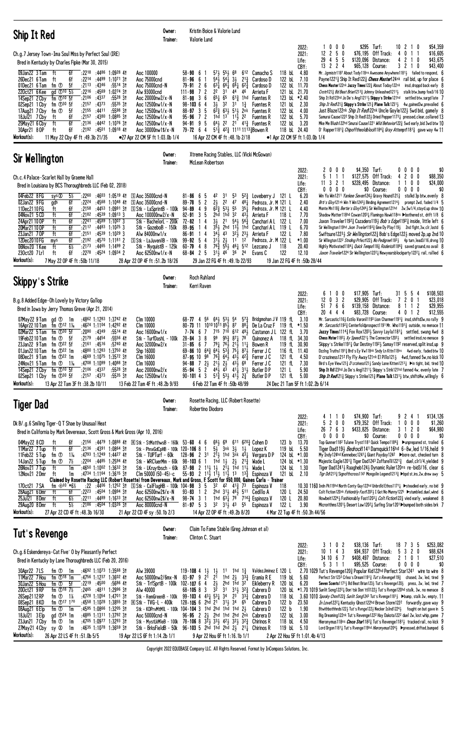## Ship It Red

Owner: Kristin Boice & Valorie Lund
Trainer: Valorie Lund

Ch.g.7 Jersey Town-Ima Soul Miss by Perfect Soul (IRE)
Bred in Kentucky by Charles Fipke (Mar 30, 2015)

| | | | | | | | | | |
|---|---|---|---|---|---|---|---|---|---|
| 2022: | 1 0 0 0 | $295 | Turf: | 10 2 1 0 | $54,359 |
| 2021: | 12 2 5 0 | $76,195 | Off Track: | 4 0 1 1 | $16,605 |
| Life: | 29 4 5 5 | $120,096 | Distance: | 4 2 1 0 | $43,675 |
| CBY: | 13 2 2 4 | $65,128 | Course: | 3 2 1 0 | $43,400 |

```
09Jan22 3Tam  ft     6f   :22¹⁸ :44⁸⁶ 1:09²⁸ 4↑ Aoc 100000           58-90 6 1  5⁷½ 5⁵½ 6⁸ 6¹²  Camacho S   118 bL  4.80  Mr. Jgmnstr118² About Tody118ns Awesome Anywhere118¹½ failed to respond, 6
26Dec21 6Tam  ft     6f   :22¹⁴ :44⁹⁹ 1:10⁷¹ 3↑ Aoc 75000cnd        81-96 6 1  5⁴½ 5⁴½ 3½ 2¹¾  Cardoso D   122 bL  7.10  Payne122¹¾ Ship It Red122¾ Chess Master124nk rail bid, up for place 6
01Dec21 6Tam  fm ⓣ  5f   :21¹³ :43⁴⁶ :55¹⁴ 3↑ Aoc 75000cnd-N       79-91 2 6  6³¾ 6⁶½ 6⁶¾ 6²¾  Cardoso D   122 bL 11.70  Chess Master122nk Jazzy Times122¾ About Today122nk insd,dropped back early 8
22Oct21 6Kee  gd ⓣ¹⁰ 5½  :22¹⁶ :45⁶⁹ 1:02⁷⁴ 3↑ Alw 93000cnd         111-98 7 2  2² 3¹ 4⁴ 4⁶   Arrieta F   121 bL 21.70  Crotn121½ Bd Best Brian121¾ Johnny Unleashed121¹½ stalk btw,bump foe3/16 10
14Sep21 2Cby  fm ⓣ¹⁰ 5f  :21⁰⁶ :43³⁷ :55²⁸ 3↑ Aoc 20000nw2/x-N    81-98 3 6  6⁵½ 6⁵ 6¹¾ 1hd  Fuentes R   123 bL *2.40  Ship It Rd123hd Jo De's Angl121¹½ Skippy's Strike121hd settled btw,surgd late 7
02Sep21 1Cby  fm ⓣ³⁰ 5f  :21⁵⁷ :43⁷³ :55³⁵ 3↑ Aoc 12500nw1/x-N    98-103 6 4  3½ 3² 3¹ 1¾    Fuentes R   121 bL  2.30  Ship It Red121¾ Skippy's Strike121¼ Plane Talk123¹½ 4w,gained3w,prevailed 6
17Aug21 7Cby  ⓣ      5f   :21⁵⁵ :44¹¹ :55⁹⁸ 3↑ Aoc 12500nw1/x-N    88-97 3 5  6²¾ 6³½ 5¹½ 2nk Fuentes R   122 bL  4.00  Just Blaze122nk Ship It Red122nk Uncle Goyle122½ 5wd bid, gamely 8
18Jul21 7Cby  ft     5f   :21⁵⁷ :43⁸⁰ 1:08⁸⁵ 3↑ Aoc 12500nw1/x-N    95-96 7 2  1hd 1³ 1¹½ 2²   Fuentes R   122 bL  5.70  Samurai Cause122² Ship It Red122½ Dried Pepper117³½ pressed,clear,collared 13
25May21 6Cby  ft     6f   :21³⁶ :44⁴² 1:10⁷⁶ 3↑ Aoc 12500nw1/x-N    94-91 9 5  6⁴½ 2² 2¹ 4¹¾   Fuentes R   122 bL  3.20  Mike Me Blush122hd Smurai Cause121 Wild Behavior122¾ 5wd early,bid 3wd btw 10
30Apr21 8OP   ft     6f   :21⁹² :45⁰¹ 1:09¹⁸ 4↑ Aoc 30000nw1$/x-N   79-72 6 4  5¹¾ 4²¾ 11¹¹ 11¹³¾Bowen R   118 bL 24.40  D' Rapper118¹¾ Chipofftheoldblock118⁴¾ Gray Attempt118¹¾ gave way 4w 11
Workout(s):   11 May 22 Cby 4F ft :49.3b 21/35   ●27 Apr 22 CM 5F ft 1:03.0b 1/4   16 Apr 22 CM 4F ft :48.2b 1/8   ●1 Apr 22 CM 5F ft 1:03.0b 1/4
```

## Sir Wellington

Owner: Xtreme Racing Stables, LLC (Vicki McGowan)
Trainer: McLean Robertson

Ch.c.4 Palace-Scarlet Hall by Graeme Hall
Bred in Louisiana by BCS Thoroughbreds LLC (Feb 02, 2018)

| | | | | | | |
|---|---|---|---|---|---|---|
| 2022: | 2 0 0 0 | $4,350 | Turf: | 0 0 0 0 | $0 |
| 2021: | 5 1 1 1 | $127,575 | Off Track: | 4 2 0 0 | $88,350 |
| Life: | 11 3 2 1 | $228,495 | Distance: | 1 1 0 0 | $24,000 |
| CBY: | 0 0 0 0 | $0 | Course: | 0 0 0 0 | $0 |

```
04Feb22 8FG   sys  5½   :22⁶⁰ :46⁰³ 1:05¹⁹ 4↑ Ⓢ Aoc 35000cnd-N       81-86 6 5  4² 3¹ 5³ 5²¾    Loveberry J 121 L  6.20  Win Ya Win121¹ Yankee Seven124¾ Gravy Hound121¾ stalkd 3p btw,evenly 8
02Jan22 9FG   gds  6f   :22²⁴ :45⁶⁸ 1:10⁴⁸ 4↑ Ⓢ Aoc 35000cnd-N       89-78 5 2  2½ 2² 4⁷ 4⁸¼    Pedroza, Jr. M 121 L 2.40 Brt's Glxy121nk Win Y Win124¾ Binding Agreement121⁴¾ prompt 2wd, faded 1/4 5
11Dec21 10FG  ft     6f   :21⁵⁸ :44⁵³ 1:09⁹¹ 3↑ Ⓢ Stk - LaSprintB - 100k 94-89 4 9 6²¾ 5³½ 5⁵ 3⁵¾ Pedroza, Jr. M 121 L 4.40 Monte Mn118½ Bertie's Glxy124¼ Sir Wellington121hd 2w,5w1/4,stayd,up show 10
04Nov21 5CD   ft     6f   :21⁸² :45³⁹ 1:09¹³ 3 Aoc 100000nw2/x-N    82-91 3 5  2hd 1hd 3² 4³½  Arrieta F   118 L  7.70  Shadow Matter118hd Cowan120³¼ Flamingo Hawk118ns ▶bothered st, drift 1/8 6
24Apr21 10OP  ft     6f   :22⁴¹ :45⁸⁹ 1:10⁰⁷ 3 Stk - BachelorL - 200k 72-82 1 4 3½ 2¹ 5⁴½ 5⁶¾ Canchari A L 122 L 7.00 Jaxon Traveler119²¾ Cazadero119½ Bob's Edge119²¾ inside, little left 6
20Mar21 10OP  ft     6f   :21¹⁷ :44⁸³ 1:10²⁵ 3 Stk - GazeboB - 150k  89-95 1 4 3⁵½ 2hd 1³½ 1hd Canchari A L 119 L 6.70 Sir Wellington119hd Jxon Trveler119¹½ Gone By Play119½ 2nd fight,3w,clr,lastd 6
23Jan21 7OP   ft     6f   :21⁵¹ :45³⁹ 1:10²⁹ 3 Alw 84000nw1/x        86-91 1 4 3⁴½ 4³ 3²½ 2¹½  Arrieta F   122 L  7.80  Swiftsure122¹½ Sir Wellington122¾ Bob's Edge122½ moved 2p,up 2nd 10
12Dec2010FG   mys    6f   :21⁹² :45⁷⁰ 1:11⁸¹ 2 Ⓢ Stk - LaJuvenilB - 100k 99-92 5 4 3¹½ 2½ 1¹ 1² Pedroza, Jr. M 122 L *1.00 Sir Wllngton122² Stndng Prfect122¾ No Pedigree118²½ 4p turn,lead3/16,drvng 10
06Nov20 1Kee  ft     6½   :21⁷³ :44⁶⁵ 1:14⁹⁹ 2 Stk - NyquistB - 125k 60-79 4 8 7⁶½ 5⁵½ 4⁶½ 5¹² Lezcano J  118     20.40  Highly Motivated118⁴½ Quick Tempo118½ Rodericki118⁶½ saved ground,no avail 8
23Oct20 7Lrl  ft     6f   :22⁷⁸ :45²⁴ 1:09³⁴ 2 Aoc 62500nw1/x-N     68-84 2 5 3¹½ 4⁶ 3⁶ 2⁴     Evans C     122     12.10  Jaxon Traveler122⁴ Sir Wellington122²½ Newyearsblockparty122²½ rail, rallied 6
Workout(s):   7 May 22 OP 4F ft :50b 11/18   28 Apr 22 OP 4F ft :51.2b 18/26   29 Jan 22 FG 4F ft :49.1b 22/93   19 Jan 22 FG 4F ft :50b 28/44
```

## Skippy's Strike

Owner: Roch Ruhland
Trainer: Kerri Raven

B.g.8 Added Edge-Oh Lovely by Victory Gallop
Bred in Iowa by Jerry Thomas Greve (Apr 21, 2014)

| | | | | | | |
|---|---|---|---|---|---|---|
| 2022: | 6 1 0 0 | $17,905 | Turf: | 31 5 5 4 | $108,503 |
| 2021: | 12 0 3 2 | $29,905 | Off Track: | 7 2 0 1 | $23,018 |
| Life: | 51 7 6 6 | $139,158 | Distance: | 8 1 1 2 | $29,955 |
| CBY: | 20 4 4 4 | $83,728 | Course: | 4 0 1 2 | $12,555 |

```
07May22 9Tam  gd ⓣ  1m   :48⁶² 1:12⁸³ 1:37⁴² 4↑ Clm 10000         68-77 4 5⁶ 6⁴½ 5³½ 5⁴ 5⁷¾    Bridgmohan J V 119 fL 3.10 Mr. Sarcastic116½ Estilo Varonil119³ Lion Charmer119¹¾ insd,shiftd3w,no rally 9
16Apr22 10Tam fm ⓣ¹² 1⅛  :46²⁴ 1:11⁰⁴ 1:42⁹² 4↑ Clm 10000         80-73 11 10¹⁰ 10¹¹ 8⁵½ 8⁷ 8⁸¾ De La Cruz F 119 fL *1.50 Mr. Sarcastic119²¾ Centerfoldprospect119¹ Mr. Who119¹¾ outside, no menace 11
02Mar22 5Tam  fm ⓣ³⁰ 5f  :20⁹⁰ :43⁴⁹ :55¹⁴ 4↑ Aoc 16000nw1/x      7-74 6 7  7¹⁵ 7¹⁰ 6¹² 4⁹½  Castanon J L 122 fL 3.70 Jazzy Times111⁴¾ Fox Fox120³½ Savvy Layla118¹¼ settled, swung 4wd 8
19Feb22 10Tam fm ⓣ  5f   :21⁷⁹ :44⁵⁴ :55⁵⁶ 4↑ Stk - TurfDashL - 100k 28-84 3 8 9⁹ 9⁵¾ 8⁷½ 7⁸ Quinonez A 118 fL 34.30 Chess Mster118²½ Xy Speed121²½ The Connector120²½ settled insd,no menace 9
23Jan22 9Tam  fm ⓣ²² 5f  :21⁶¹ :45¹⁶ :57⁴⁰ 4↑ Aoc 32000nw2/x     31-85 6 7  7⁹½ 7⁶½ 2¹½ 1¹¼  Bowen R    119 fL 30.90 Skippy's Strike119¹¼ Our Destiny119²½ Samay119² reserved,split insd,up 9
01Jan22 10Tam fm ⓣ²² 1m  :48⁸⁰ 1:12⁸³ 1:37⁵⁰ 4↑ Shp 16000        69-86 10 6⁴¾ 6⁴½ 5³¾ 7⁵½ 8⁷½ Ferrer J C 116 fL 11.90 Dzzlng Truths119¹½ Brd's Ey Vw118nk Sndy Ln Kttn118ns 4wd early, faded btw 10
08Dec21 9Tam  fm ⓣ²² 1m  :46⁶⁹ 1:10⁷⁵ 1:35⁷² 3↑ Clm 16000        87-95 10 9⁸ 7⁶¾ 6⁴½ 4³¾ 4²¾ Ferrer J C 121 fL 4.50 D'craziness121² Fly Fly Away121nk El Pillo121½ 4wd,fanned 5w,no kick 10
24Nov21 5Tam  fm ⓣ  1⅛  :47⁰⁸ 1:10⁹⁹ 1:40⁸⁸ 3↑ Clm 16000        94-88 7 2½ 2¹½ 2½ 4³½ 6⁸  Ferrer J C 121 fL 7.30 Bird's Eye View121¾ D'craziness121½ Sandy Lane Kitten121¹¼ ▶in tight, bid, tired 10
14Sep21 2Cby  fm ⓣ¹⁰ 5f  :21⁰⁶ :43³⁷ :55²⁸ 3↑ Aoc 20000nw2/x    85-94 5 2  4⁴½ 4³ 4¹½ 3¹½  Butler D P  121 L  5.90 Ship It Rd123hd Jo De's Angl121¹½ Skippy's Strik121hd fanned 4w, evenly late 7
02Sep21 1Cby  fm ⓣ³⁰ 5f  :21⁵⁷ :43⁷³ :55³⁵ 3↑ Aoc 12500nw1/x    90-101 4 3  5¹¾ 5³½ 4¹½ 2¾  Butler D P  121 fL 5.00 Ship It Red121¾ Skippy's Strike121¼ Plane Talk123¹½ btw,shiftd4w,willingly 6
Workout(s):   13 Apr 22 Tam 3F ft :38.2b 10/11   13 Feb 22 Tam 4F ft :48.2b 9/93   6 Feb 22 Tam 4F ft :50b 48/99   24 Dec 21 Tam 5F ft 1:02.2b 6/14
```

## Tiger Dad

Owner: Rosette Racing, LLC (Robert Rosette)
Trainer: Robertino Diodoro

Dk B/.g.6 Smiling Tiger-Q T Shae by Unusual Heat
Bred in California by Mark Devereaux, Scott Gross & Mark Gross (Apr 10, 2016)

| | | | | | | |
|---|---|---|---|---|---|---|
| 2022: | 4 1 1 0 | $74,900 | Turf: | 9 2 4 1 | $134,126 |
| 2021: | 5 2 0 0 | $79,352 | Off Track: | 1 0 0 0 | $1,260 |
| Life: | 26 7 6 3 | $433,825 | Distance: | 3 1 2 0 | $64,980 |
| CBY: | 0 0 0 0 | $0 | Course: | 0 0 0 0 | $0 |

```
04May22 8CD   ft     6f   :21⁵⁶ :44⁷⁹ 1:08⁸⁸ 4↑ Ⓡ Stk - StMatthwsB - 160k 53-60 4 6 6⁶½ 6⁹ 6¹¹ 6²⁰¾ Cohen D 123 b 13.70 Top Gunner118² Tulane Tryst118¹ Quick Tempo118⁶½ ▶unprepared st, trailed 6
11Mar22 7Tup  ft     6f   :21³⁶ :43⁹¹ 1:08⁶⁴ 3↑ Stk - PhnxGdCpHB - 100k 120-106 8 1 5½ 3nk 3½ 1½ Lopez K 119 bL 5.50 Tiger Dad119½ Fashionably Fast120²½ Darnquick118hd 6-8w,led 1/16,held 9
11Feb22 5Tup  fm ⓣ  1⅛  :47⁹³ 1:12⁴⁹ 1:44²⁷ 4↑ Stk - TUPTurf - 60k   128-96 2 3¹ 2¹½ 1hd 3nk 4³½ Vergara D P 124 bL *1.00 My Indy124hd Kennebec124¹¾ Giant Payday124² ▶bore out, checked turn 8
14Jan22 5Tup  fm ⓣ  7½   :22⁰⁴ :44⁶⁵ 1:25⁹⁴ 4↑ Stk - WRCluerMm - 60k 98-103 6 1 1hd 1½ 2½ 2¹¾ Wade L 124 bL *1.30 Majestic Eagle120¹¾ Tiger Dad124³ Zoffarelli122¹½ duel,clr1/4,yielded 9
26Nov21 7Tup  ft     1m   :46⁵⁰ 1:10⁰² 1:36³² 3↑ Stk - LKruytbsch - 60k 87-98 2 11½ 1½ 2¹½ 1hd 1¹½ Wade L 124 bL 1.30 Tiger Dad124¹½ Raagheb124¾ Dynamic Ruler120ns re-bid3/16, clear 6
12Nov21 2Dmr  ft     1m   :47³⁴ 1:11⁶⁴ 1:36¹⁵ 3↑ Clm 50000 (50-45)-c  55-93 2 11½ 11½ 11½ 1³ 1³¾ Espinoza V 121 bL 2.10 Tgr Dd121³¾ Signofthecross114¹ Mongolin Legend121³¾ ▶bpd st,ins,2w,drew awy 5
     Claimed by Rosette Racing LLC (Robert Rosette) from Devereaux, Mark and Gross, F Scott for $50,000, Gaines, Carla - Trainer
17Oct21 7SA   fm ⓣ⁰ *6½ :22 :44⁰⁶ 1:12⁵² 3↑ Ⓢ Stk - CalFlagHB - 100k 104-98 3 5 3² 4² 4¹¾ 7³ Espinoza V 118 10.30 116I0 Indn Pk119hd North Cnty Guy122hd Unbrdld Ethos117¹½ ▶steadied early, no bid 9
28Aug21 6Dmr  ft     6f   :22²³ :45⁰⁴ 1:09⁹⁴ 3↑ Aoc 62500nw2$/x-N  93-83 1 2  2hd 3¹½ 4⁶½ 5¹¹ Cedillo A 120 L 24.50 Colt Fiction120nk Fashionbly Fast120²½ I Got No Munny122⁵ ▶stumbled,duel,wknd 6
25Jul21 8Dmr  ft     6½   :22¹¹ :44⁶⁹ 1:16³³ 3↑ Aoc 62500nw2$/x-N  98-74 3 1  1hd 6³½ 7⁸ 7¹⁴¾ Espinoza V 120 L 20.80 Howbeit122⁴½ Fashionably Fast120³½ Colt Fiction120¾ vied early, weakened 8
29Aug20 8Dmr  ft     5½   :21⁸⁶ :45⁰⁴ 1:03²⁶ 3↑ Aoc 80000cnd-N     81-97 5 3  3² 3¹½ 4³ 5⁵ Espinoza V 122 L 3.90 Microrithms120¹½ Desert Law120²½ Surfing Star120¹ ▶bumped both sides brk 7
Workout(s):   27 Apr 22 CD 4F ft :48.3b 16/30   21 Apr 22 CD 4F sy :50.1b 2/3   14 Apr 22 OP 4F ft :49.2b 8/20   4 Mar 22 Tup 4F ft :50.3h 44/56
```

## Tut's Revenge

Owner: Claim To Fame Stable (Greg Johnson et al)
Trainer: Clinton C. Stuart

Ch.g.6 Eskendereya-Cat Five' O by Pleasantly Perfect
Bred in Kentucky by Lane Thoroughbreds LLC (Feb 20, 2016)

| | | | | | | |
|---|---|---|---|---|---|---|
| 2022: | 3 1 0 2 | $38,136 | Turf: | 18 7 3 5 | $253,082 |
| 2021: | 10 1 4 3 | $94,937 | Off Track: | 5 3 2 0 | $88,624 |
| Life: | 34 10 6 7 | $408,497 | Distance: | 2 1 0 1 | $27,510 |
| CBY: | 5 3 1 1 | $95,525 | Course: | 0 0 0 0 | $0 |

```
30Apr22 7LS   fm ⓣ  1m   :46⁹² 1:10⁷³ 1:35⁶⁸ 3↑ Alw 39000         119-108 4 1½ 1½ 1¹ 1hd 1¾ ValdezJiminez E 120 L 2.70 1029 Tut's Revenge120¾ Popular Kid122hd Perfect Star124¹ wire to wire 8
11Mar22 7Hou  fm ⓣ¹⁸ 1m  :47⁵⁶ 1:12³⁷ 1:36⁰² 4↑ Aoc 50000nw2/6mx-N  83-97 9 2¹ 2¹ 1hd 2½ 3³¾ Eramia R E 119 bL 5.60 Perfect Str123² Crlea's Dream119¹¾ Tut's Revenge119¾ chased, 2w, led, tired 9
30Jan22 5Hou  fm ⓣ  5f   :22¹⁹ :45⁰⁰ :56⁸⁶ 4↑ Stk - TrfSprtB - 100k 102-107 6 4 2½ 2hd 1hd 3² Eikleberry R 120 bL 6.20 Seven Scents117¹½ Bd Best Brian123½ Tut's Revenge120½ press, 2w, led, tired 7
20Oct21 9RP   fm ⓣ¹⁸ 7½  :24⁶⁵ :48¹¹ 1:29⁹⁶ 3↑ Alw 40000         68-105 8 3 2² 3¹ 3¹½ 3²¾ Cabrera D 120 bL *1.70 1019 Sunlit Song122²¾ Don'tsk Don't Il122½ Tut's Revenge120hd stalk, 3w, no menace 8
26Sep21 12RP  fm ⓣ  1⅛  :47²⁸ 1:10⁵⁴ 1:47⁰¹ 3↑ Stk - RemGreenB - 100k 99-103 4 4³½ 5³¾ 3⁴ 2³ 3³¾ Cabrera D 118 bL 3.60 1010 Spooky Chn122½ Sunlit Song124³ Tut's Rvenge118¹½ ▶bump, stalk 2w, empty, 11
08Sep21 8KD   fm ⓣ¹⁷ 1⁷⁰ :45⁵⁸ 1:10²⁸ 1:38⁵⁵ 3↑ Ⓡ Stk - TVG-L - 400k 128-105 6 2hd 2¹ 3¹½ 3⁴ 6⁵ Cabrera D 122 b 23.50 In Love122³¾ Kentucky Ghost122hd Brown Storm122² forwardly,gave way 9
08Aug21 6Elp  fm ⓣ  1m   :45⁹⁵ 1:08⁶⁶ 1:32⁰⁵ 3↑ Stk - KDPrvMtMlL - 100k 104-104 3 1hd 2hd 1hd 1hd 2½ Cabrera D 122 b 1.90 Btwithbothhnds122½ Tut's Rvnge122½ Necker Islnd122⁴½ fought on but gave in 5
18Jul21 3Elp  gd ⓣ²⁴ 1m  :48⁸⁵ 1:13¹¹ 1:37⁹² 3↑ Aoc 50000cnd-N     96-95 2 2½ 2hd 1hd 2hd 2nk Cabrera D 122 bL 3.00 Big Dreaming122nk Tut's Revenge122² Hay Dakota122² duel 2w,lost whip,game 7
23Jun21 7Cby  fm ⓣ  1m   :47⁰⁵ 1:09⁷⁷ 1:32⁹³ 3↑ Stk - MystLkMleB - 100k 78-106 8 3²¾ 3³½ 4²½ 3²½ 3²¾ Chirinos R 118 bL 4.50 Hieronymus118ns Cinco Star118²¾ Tut's Rvenge118¹½ tracked rail, no kick 9
27May21 4Cby  sy Ⓢ   1m   :46³⁵ 1:10⁷⁸ 1:36⁵⁹ 3↑ Stk - BrksFieldB - 50k 96-103 5 2hd 1hd 2hd 2½ 2¹¼ Chirinos R 119 bL 5.10 Lord Drgon118¹¼ Tut's Rvenge119hd Hieronymus120⁴½ ▶pressed,drifted,bumped 6
Workout(s):   26 Apr 22 LS 4F ft :51.0b 5/5   19 Apr 22 LS 6F ft 1:14.2b 1/1   9 Apr 22 Hou 6F ft 1:16.1b 1/1   2 Apr 22 Hou 5F ft 1:01.4b 4/13
```

Copyright 2022 EQUIBASE Company LLC. All Rights Reserved. Format by InCompass Solutions, Inc.